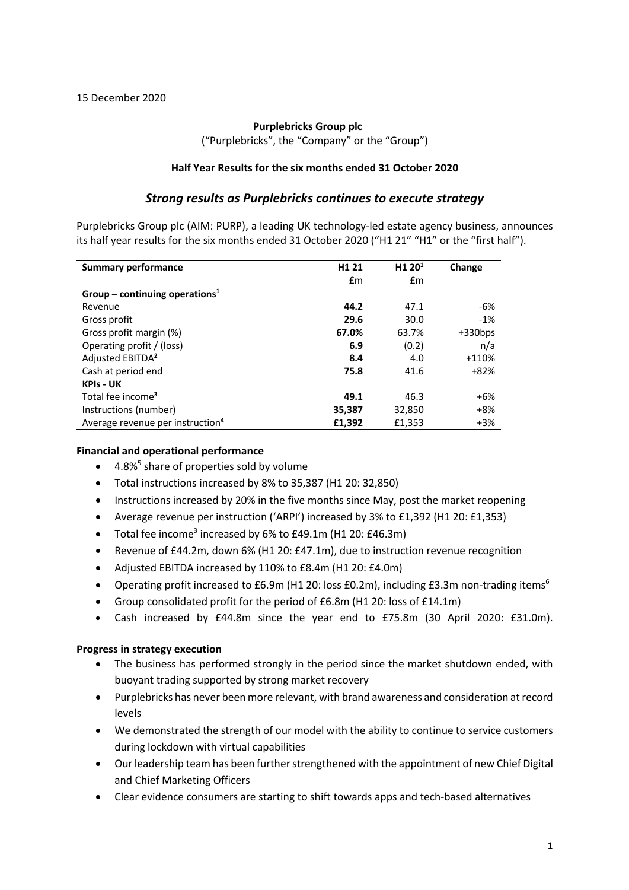15 December 2020

**Purplebricks Group plc**

("Purplebricks", the "Company" or the "Group")

**Half Year Results for the six months ended 31 October 2020**

## *Strong results as Purplebricks continues to execute strategy*

Purplebricks Group plc (AIM: PURP), a leading UK technology-led estate agency business, announces its half year results for the six months ended 31 October 2020 ("H1 21" "H1" or the "first half").

| **Summary performance** | **H1 21** | **H1 20[1]** | **Change** |
|---|---|---|---|
| | £m | £m | |
| **Group – continuing operations[1]** | | | |
| Revenue | **44.2** | 47.1 | -6% |
| Gross profit | **29.6** | 30.0 | -1% |
| Gross profit margin (%) | **67.0%** | 63.7% | +330bps |
| Operating profit / (loss) | **6.9** | (0.2) | n/a |
| Adjusted EBITDA[2] | **8.4** | 4.0 | +110% |
| Cash at period end | **75.8** | 41.6 | +82% |
| **KPIs - UK** | | | |
| Total fee income[3] | **49.1** | 46.3 | +6% |
| Instructions (number) | **35,387** | 32,850 | +8% |
| Average revenue per instruction[4] | **£1,392** | £1,353 | +3% |

**Financial and operational performance**

- 4.8%[5] share of properties sold by volume
- Total instructions increased by 8% to 35,387 (H1 20: 32,850)
- Instructions increased by 20% in the five months since May, post the market reopening
- Average revenue per instruction ('ARPI') increased by 3% to £1,392 (H1 20: £1,353)
- Total fee income[3] increased by 6% to £49.1m (H1 20: £46.3m)
- Revenue of £44.2m, down 6% (H1 20: £47.1m), due to instruction revenue recognition
- Adjusted EBITDA increased by 110% to £8.4m (H1 20: £4.0m)
- Operating profit increased to £6.9m (H1 20: loss £0.2m), including £3.3m non-trading items[6]
- Group consolidated profit for the period of £6.8m (H1 20: loss of £14.1m)
- Cash increased by £44.8m since the year end to £75.8m (30 April 2020: £31.0m).

**Progress in strategy execution**

- The business has performed strongly in the period since the market shutdown ended, with buoyant trading supported by strong market recovery
- Purplebricks has never been more relevant, with brand awareness and consideration at record levels
- We demonstrated the strength of our model with the ability to continue to service customers during lockdown with virtual capabilities
- Our leadership team has been further strengthened with the appointment of new Chief Digital and Chief Marketing Officers
- Clear evidence consumers are starting to shift towards apps and tech-based alternatives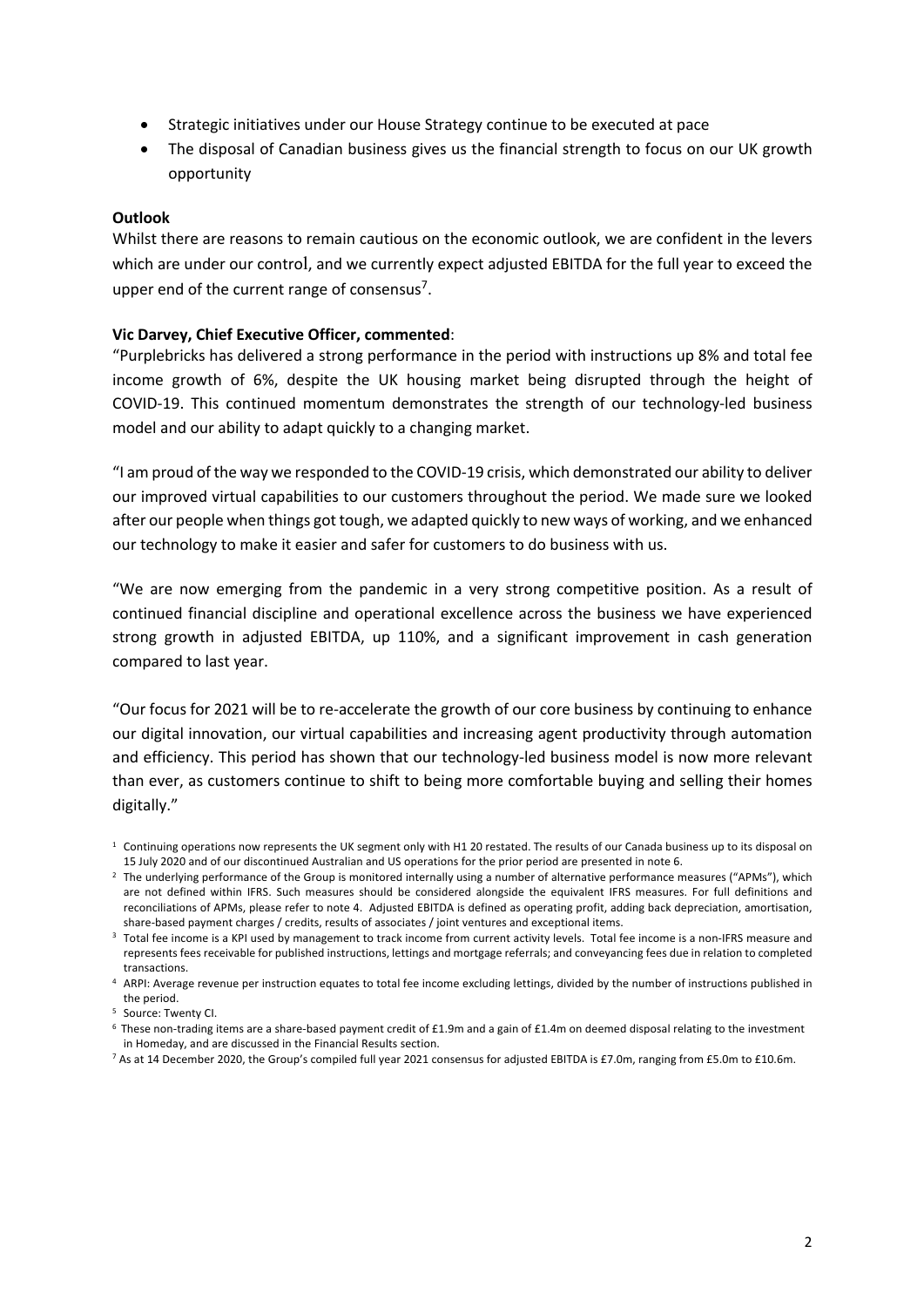- Strategic initiatives under our House Strategy continue to be executed at pace
- The disposal of Canadian business gives us the financial strength to focus on our UK growth opportunity

**Outlook**

Whilst there are reasons to remain cautious on the economic outlook, we are confident in the levers which are under our control, and we currently expect adjusted EBITDA for the full year to exceed the upper end of the current range of consensus[7].

**Vic Darvey, Chief Executive Officer, commented**:

"Purplebricks has delivered a strong performance in the period with instructions up 8% and total fee income growth of 6%, despite the UK housing market being disrupted through the height of COVID-19. This continued momentum demonstrates the strength of our technology-led business model and our ability to adapt quickly to a changing market.

"I am proud of the way we responded to the COVID-19 crisis, which demonstrated our ability to deliver our improved virtual capabilities to our customers throughout the period. We made sure we looked after our people when things got tough, we adapted quickly to new ways of working, and we enhanced our technology to make it easier and safer for customers to do business with us.

"We are now emerging from the pandemic in a very strong competitive position. As a result of continued financial discipline and operational excellence across the business we have experienced strong growth in adjusted EBITDA, up 110%, and a significant improvement in cash generation compared to last year.

"Our focus for 2021 will be to re-accelerate the growth of our core business by continuing to enhance our digital innovation, our virtual capabilities and increasing agent productivity through automation and efficiency. This period has shown that our technology-led business model is now more relevant than ever, as customers continue to shift to being more comfortable buying and selling their homes digitally."

[1] Continuing operations now represents the UK segment only with H1 20 restated. The results of our Canada business up to its disposal on 15 July 2020 and of our discontinued Australian and US operations for the prior period are presented in note 6.

[2] The underlying performance of the Group is monitored internally using a number of alternative performance measures ("APMs"), which are not defined within IFRS. Such measures should be considered alongside the equivalent IFRS measures. For full definitions and reconciliations of APMs, please refer to note 4. Adjusted EBITDA is defined as operating profit, adding back depreciation, amortisation, share-based payment charges / credits, results of associates / joint ventures and exceptional items.

[3] Total fee income is a KPI used by management to track income from current activity levels. Total fee income is a non-IFRS measure and represents fees receivable for published instructions, lettings and mortgage referrals; and conveyancing fees due in relation to completed transactions.

[4] ARPI: Average revenue per instruction equates to total fee income excluding lettings, divided by the number of instructions published in the period.

[5] Source: Twenty CI.

[6] These non-trading items are a share-based payment credit of £1.9m and a gain of £1.4m on deemed disposal relating to the investment in Homeday, and are discussed in the Financial Results section.

[7] As at 14 December 2020, the Group's compiled full year 2021 consensus for adjusted EBITDA is £7.0m, ranging from £5.0m to £10.6m.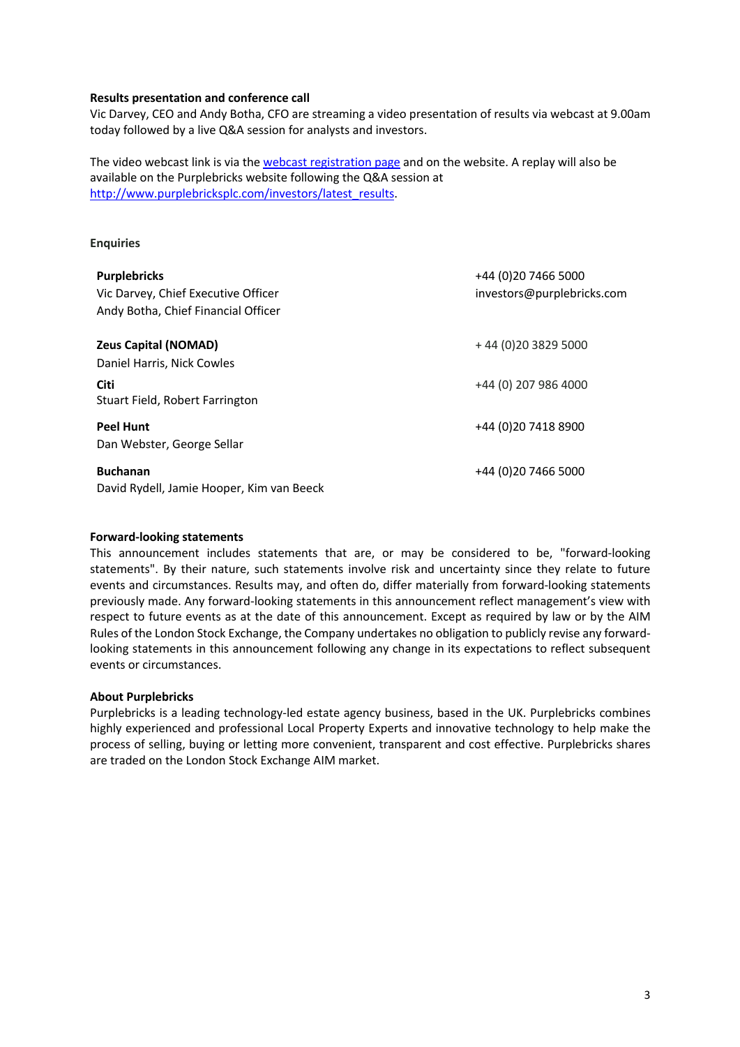**Results presentation and conference call**

Vic Darvey, CEO and Andy Botha, CFO are streaming a video presentation of results via webcast at 9.00am today followed by a live Q&A session for analysts and investors.

The video webcast link is via the [webcast registration page]() and on the website. A replay will also be available on the Purplebricks website following the Q&A session at [http://www.purplebricksplc.com/investors/latest_results](http://www.purplebricksplc.com/investors/latest_results).

**Enquiries**

| | |
|---|---|
| **Purplebricks**<br>Vic Darvey, Chief Executive Officer<br>Andy Botha, Chief Financial Officer | +44 (0)20 7466 5000<br>investors@purplebricks.com |
| **Zeus Capital (NOMAD)**<br>Daniel Harris, Nick Cowles | + 44 (0)20 3829 5000 |
| **Citi**<br>Stuart Field, Robert Farrington | +44 (0) 207 986 4000 |
| **Peel Hunt**<br>Dan Webster, George Sellar | +44 (0)20 7418 8900 |
| **Buchanan**<br>David Rydell, Jamie Hooper, Kim van Beeck | +44 (0)20 7466 5000 |

**Forward-looking statements**

This announcement includes statements that are, or may be considered to be, "forward-looking statements". By their nature, such statements involve risk and uncertainty since they relate to future events and circumstances. Results may, and often do, differ materially from forward-looking statements previously made. Any forward-looking statements in this announcement reflect management's view with respect to future events as at the date of this announcement. Except as required by law or by the AIM Rules of the London Stock Exchange, the Company undertakes no obligation to publicly revise any forward-looking statements in this announcement following any change in its expectations to reflect subsequent events or circumstances.

**About Purplebricks**

Purplebricks is a leading technology-led estate agency business, based in the UK. Purplebricks combines highly experienced and professional Local Property Experts and innovative technology to help make the process of selling, buying or letting more convenient, transparent and cost effective. Purplebricks shares are traded on the London Stock Exchange AIM market.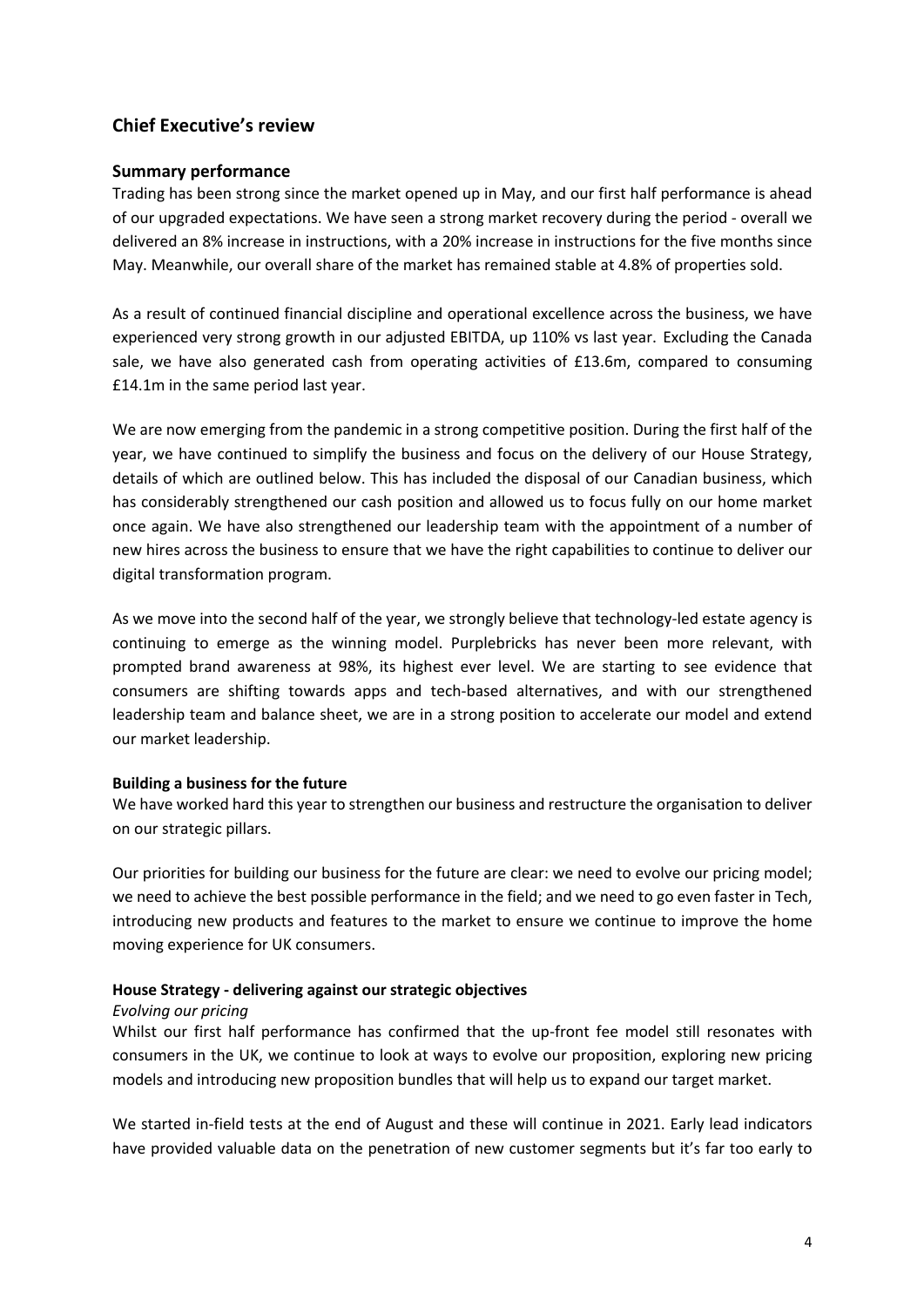## Chief Executive's review

### Summary performance

Trading has been strong since the market opened up in May, and our first half performance is ahead of our upgraded expectations. We have seen a strong market recovery during the period - overall we delivered an 8% increase in instructions, with a 20% increase in instructions for the five months since May. Meanwhile, our overall share of the market has remained stable at 4.8% of properties sold.

As a result of continued financial discipline and operational excellence across the business, we have experienced very strong growth in our adjusted EBITDA, up 110% vs last year. Excluding the Canada sale, we have also generated cash from operating activities of £13.6m, compared to consuming £14.1m in the same period last year.

We are now emerging from the pandemic in a strong competitive position. During the first half of the year, we have continued to simplify the business and focus on the delivery of our House Strategy, details of which are outlined below. This has included the disposal of our Canadian business, which has considerably strengthened our cash position and allowed us to focus fully on our home market once again. We have also strengthened our leadership team with the appointment of a number of new hires across the business to ensure that we have the right capabilities to continue to deliver our digital transformation program.

As we move into the second half of the year, we strongly believe that technology-led estate agency is continuing to emerge as the winning model. Purplebricks has never been more relevant, with prompted brand awareness at 98%, its highest ever level. We are starting to see evidence that consumers are shifting towards apps and tech-based alternatives, and with our strengthened leadership team and balance sheet, we are in a strong position to accelerate our model and extend our market leadership.

**Building a business for the future**

We have worked hard this year to strengthen our business and restructure the organisation to deliver on our strategic pillars.

Our priorities for building our business for the future are clear: we need to evolve our pricing model; we need to achieve the best possible performance in the field; and we need to go even faster in Tech, introducing new products and features to the market to ensure we continue to improve the home moving experience for UK consumers.

**House Strategy - delivering against our strategic objectives**

*Evolving our pricing*

Whilst our first half performance has confirmed that the up-front fee model still resonates with consumers in the UK, we continue to look at ways to evolve our proposition, exploring new pricing models and introducing new proposition bundles that will help us to expand our target market.

We started in-field tests at the end of August and these will continue in 2021. Early lead indicators have provided valuable data on the penetration of new customer segments but it's far too early to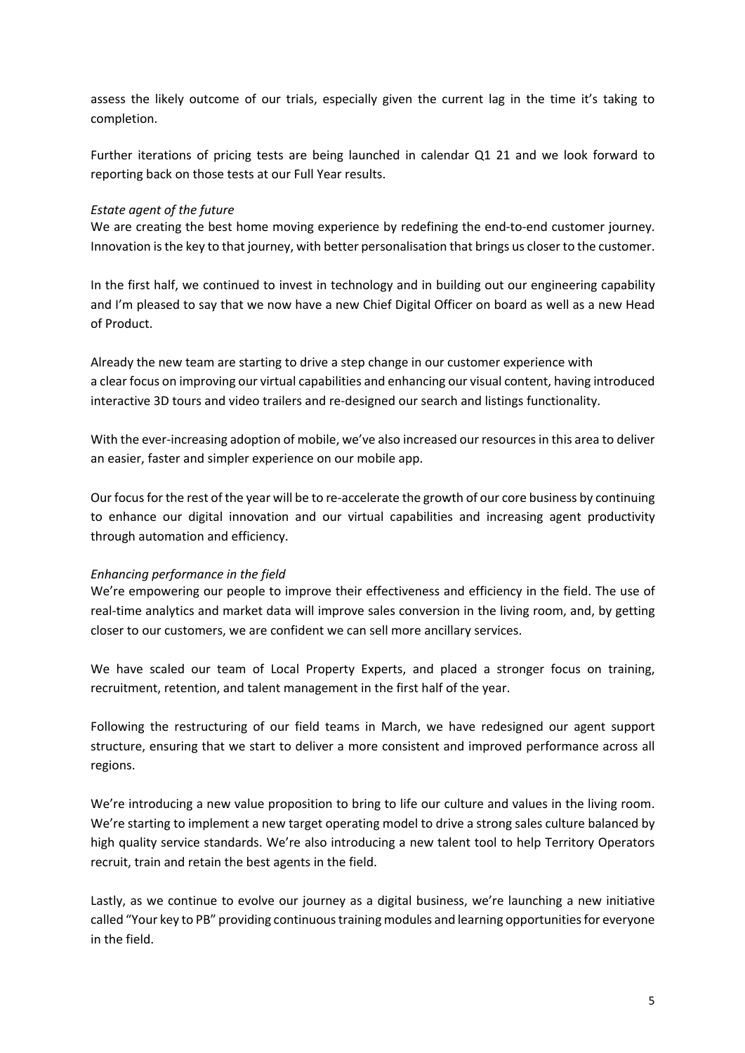assess the likely outcome of our trials, especially given the current lag in the time it's taking to completion.

Further iterations of pricing tests are being launched in calendar Q1 21 and we look forward to reporting back on those tests at our Full Year results.

*Estate agent of the future*

We are creating the best home moving experience by redefining the end-to-end customer journey. Innovation is the key to that journey, with better personalisation that brings us closer to the customer.

In the first half, we continued to invest in technology and in building out our engineering capability and I'm pleased to say that we now have a new Chief Digital Officer on board as well as a new Head of Product.

Already the new team are starting to drive a step change in our customer experience with a clear focus on improving our virtual capabilities and enhancing our visual content, having introduced interactive 3D tours and video trailers and re-designed our search and listings functionality.

With the ever-increasing adoption of mobile, we've also increased our resources in this area to deliver an easier, faster and simpler experience on our mobile app.

Our focus for the rest of the year will be to re-accelerate the growth of our core business by continuing to enhance our digital innovation and our virtual capabilities and increasing agent productivity through automation and efficiency.

*Enhancing performance in the field*

We're empowering our people to improve their effectiveness and efficiency in the field. The use of real-time analytics and market data will improve sales conversion in the living room, and, by getting closer to our customers, we are confident we can sell more ancillary services.

We have scaled our team of Local Property Experts, and placed a stronger focus on training, recruitment, retention, and talent management in the first half of the year.

Following the restructuring of our field teams in March, we have redesigned our agent support structure, ensuring that we start to deliver a more consistent and improved performance across all regions.

We're introducing a new value proposition to bring to life our culture and values in the living room. We're starting to implement a new target operating model to drive a strong sales culture balanced by high quality service standards. We're also introducing a new talent tool to help Territory Operators recruit, train and retain the best agents in the field.

Lastly, as we continue to evolve our journey as a digital business, we're launching a new initiative called "Your key to PB" providing continuous training modules and learning opportunities for everyone in the field.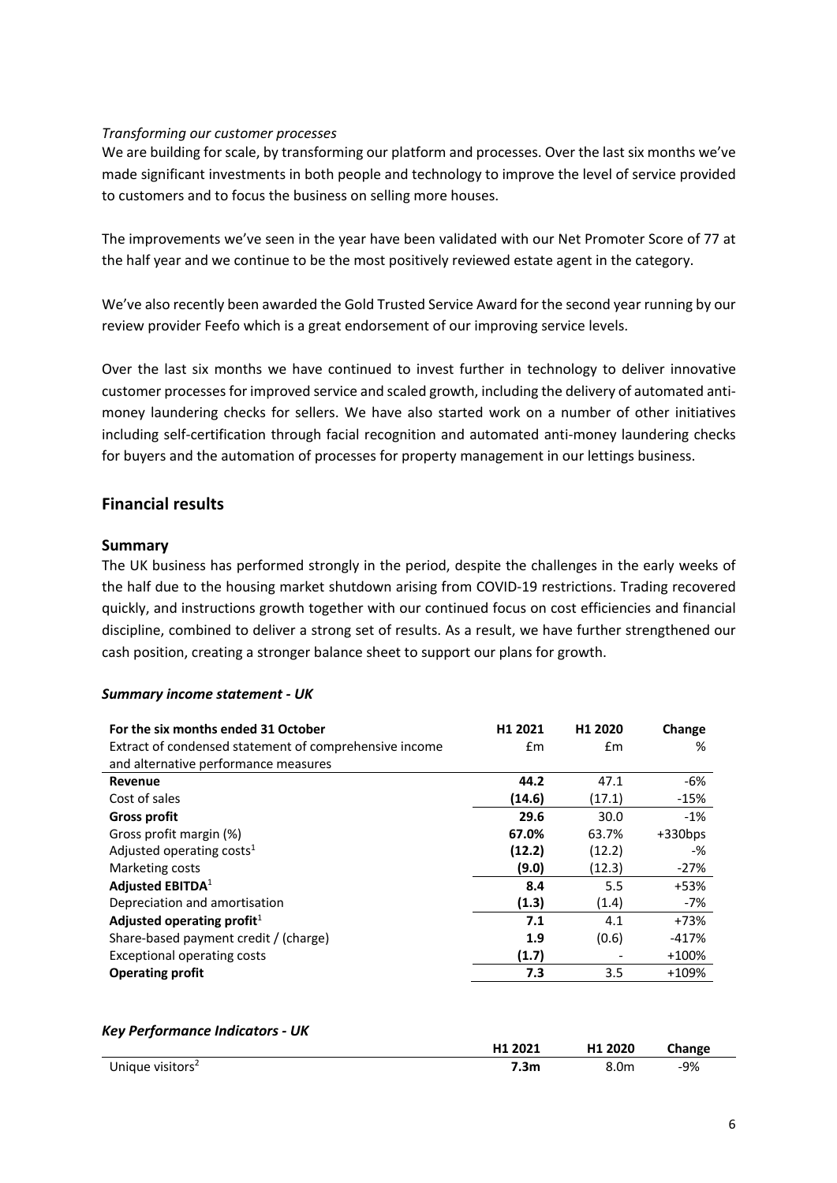*Transforming our customer processes*

We are building for scale, by transforming our platform and processes. Over the last six months we've made significant investments in both people and technology to improve the level of service provided to customers and to focus the business on selling more houses.

The improvements we've seen in the year have been validated with our Net Promoter Score of 77 at the half year and we continue to be the most positively reviewed estate agent in the category.

We've also recently been awarded the Gold Trusted Service Award for the second year running by our review provider Feefo which is a great endorsement of our improving service levels.

Over the last six months we have continued to invest further in technology to deliver innovative customer processes for improved service and scaled growth, including the delivery of automated anti-money laundering checks for sellers. We have also started work on a number of other initiatives including self-certification through facial recognition and automated anti-money laundering checks for buyers and the automation of processes for property management in our lettings business.

## Financial results

### Summary

The UK business has performed strongly in the period, despite the challenges in the early weeks of the half due to the housing market shutdown arising from COVID-19 restrictions. Trading recovered quickly, and instructions growth together with our continued focus on cost efficiencies and financial discipline, combined to deliver a strong set of results. As a result, we have further strengthened our cash position, creating a stronger balance sheet to support our plans for growth.

***Summary income statement - UK***

| For the six months ended 31 October<br>Extract of condensed statement of comprehensive income and alternative performance measures | H1 2021<br>£m | H1 2020<br>£m | Change<br>% |
|---|---|---|---|
| **Revenue** | **44.2** | 47.1 | -6% |
| Cost of sales | **(14.6)** | (17.1) | -15% |
| **Gross profit** | **29.6** | 30.0 | -1% |
| Gross profit margin (%) | **67.0%** | 63.7% | +330bps |
| Adjusted operating costs[1] | **(12.2)** | (12.2) | -% |
| Marketing costs | **(9.0)** | (12.3) | -27% |
| **Adjusted EBITDA**[1] | **8.4** | 5.5 | +53% |
| Depreciation and amortisation | **(1.3)** | (1.4) | -7% |
| **Adjusted operating profit**[1] | **7.1** | 4.1 | +73% |
| Share-based payment credit / (charge) | **1.9** | (0.6) | -417% |
| Exceptional operating costs | **(1.7)** | - | +100% |
| **Operating profit** | **7.3** | 3.5 | +109% |

***Key Performance Indicators - UK***

| | H1 2021 | H1 2020 | Change |
|---|---|---|---|
| Unique visitors[2] | **7.3m** | 8.0m | -9% |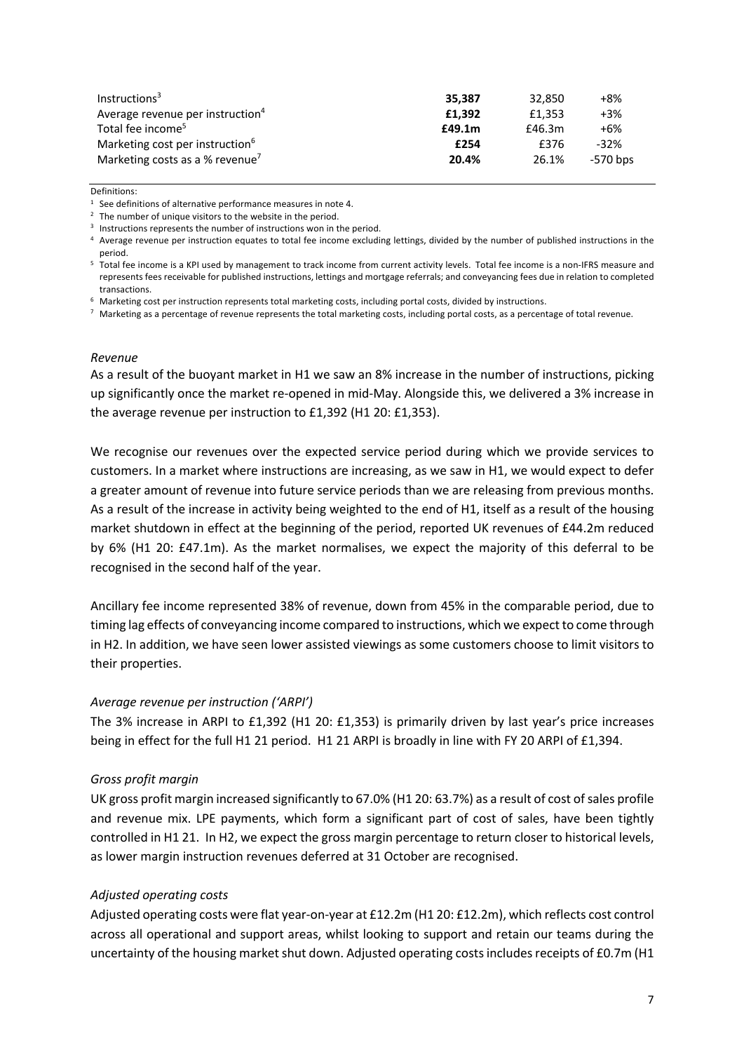| | | | |
|---|---|---|---|
| Instructions[3] | **35,387** | 32,850 | +8% |
| Average revenue per instruction[4] | **£1,392** | £1,353 | +3% |
| Total fee income[5] | **£49.1m** | £46.3m | +6% |
| Marketing cost per instruction[6] | **£254** | £376 | -32% |
| Marketing costs as a % revenue[7] | **20.4%** | 26.1% | -570 bps |

Definitions:

1 See definitions of alternative performance measures in note 4.

2 The number of unique visitors to the website in the period.

3 Instructions represents the number of instructions won in the period.

4 Average revenue per instruction equates to total fee income excluding lettings, divided by the number of published instructions in the period.

5 Total fee income is a KPI used by management to track income from current activity levels. Total fee income is a non-IFRS measure and represents fees receivable for published instructions, lettings and mortgage referrals; and conveyancing fees due in relation to completed transactions.

6 Marketing cost per instruction represents total marketing costs, including portal costs, divided by instructions.

7 Marketing as a percentage of revenue represents the total marketing costs, including portal costs, as a percentage of total revenue.

*Revenue*

As a result of the buoyant market in H1 we saw an 8% increase in the number of instructions, picking up significantly once the market re-opened in mid-May. Alongside this, we delivered a 3% increase in the average revenue per instruction to £1,392 (H1 20: £1,353).

We recognise our revenues over the expected service period during which we provide services to customers. In a market where instructions are increasing, as we saw in H1, we would expect to defer a greater amount of revenue into future service periods than we are releasing from previous months. As a result of the increase in activity being weighted to the end of H1, itself as a result of the housing market shutdown in effect at the beginning of the period, reported UK revenues of £44.2m reduced by 6% (H1 20: £47.1m). As the market normalises, we expect the majority of this deferral to be recognised in the second half of the year.

Ancillary fee income represented 38% of revenue, down from 45% in the comparable period, due to timing lag effects of conveyancing income compared to instructions, which we expect to come through in H2. In addition, we have seen lower assisted viewings as some customers choose to limit visitors to their properties.

*Average revenue per instruction ('ARPI')*

The 3% increase in ARPI to £1,392 (H1 20: £1,353) is primarily driven by last year's price increases being in effect for the full H1 21 period. H1 21 ARPI is broadly in line with FY 20 ARPI of £1,394.

*Gross profit margin*

UK gross profit margin increased significantly to 67.0% (H1 20: 63.7%) as a result of cost of sales profile and revenue mix. LPE payments, which form a significant part of cost of sales, have been tightly controlled in H1 21. In H2, we expect the gross margin percentage to return closer to historical levels, as lower margin instruction revenues deferred at 31 October are recognised.

*Adjusted operating costs*

Adjusted operating costs were flat year-on-year at £12.2m (H1 20: £12.2m), which reflects cost control across all operational and support areas, whilst looking to support and retain our teams during the uncertainty of the housing market shut down. Adjusted operating costs includes receipts of £0.7m (H1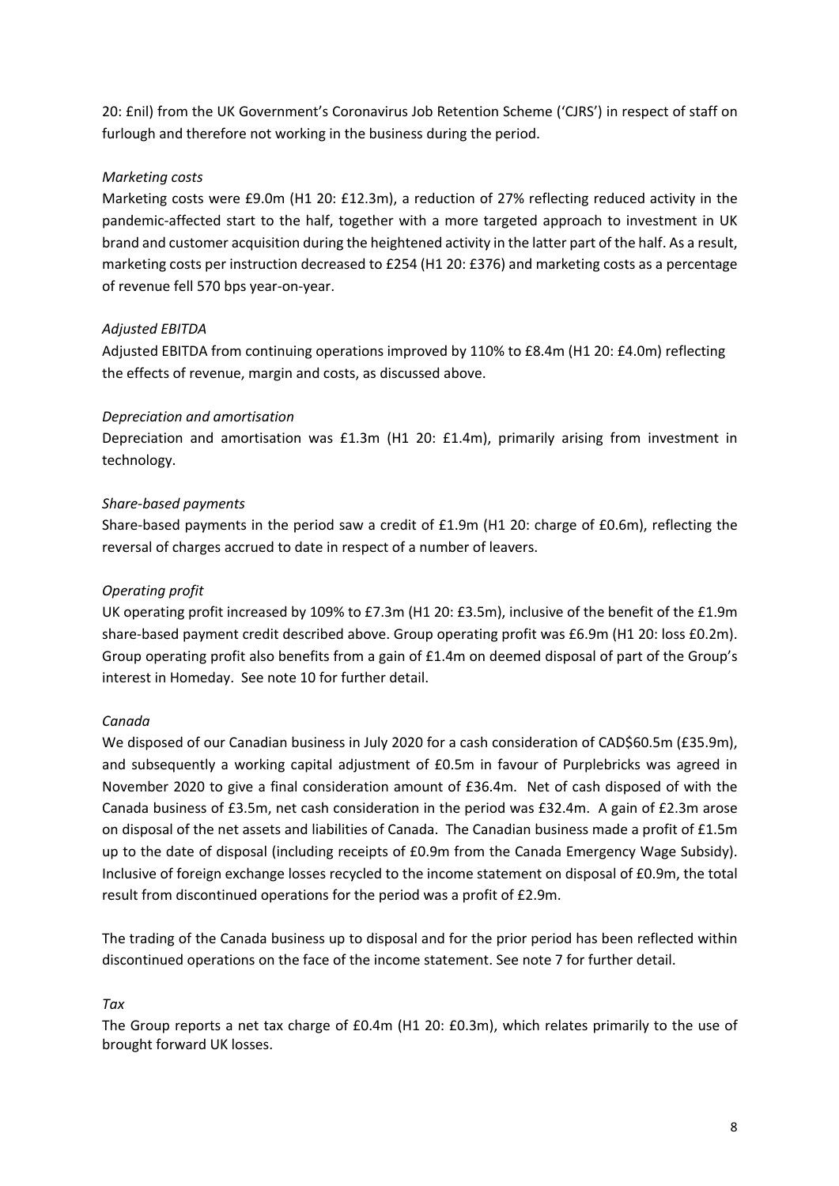20: £nil) from the UK Government's Coronavirus Job Retention Scheme ('CJRS') in respect of staff on furlough and therefore not working in the business during the period.

*Marketing costs*

Marketing costs were £9.0m (H1 20: £12.3m), a reduction of 27% reflecting reduced activity in the pandemic-affected start to the half, together with a more targeted approach to investment in UK brand and customer acquisition during the heightened activity in the latter part of the half. As a result, marketing costs per instruction decreased to £254 (H1 20: £376) and marketing costs as a percentage of revenue fell 570 bps year-on-year.

*Adjusted EBITDA*

Adjusted EBITDA from continuing operations improved by 110% to £8.4m (H1 20: £4.0m) reflecting the effects of revenue, margin and costs, as discussed above.

*Depreciation and amortisation*

Depreciation and amortisation was £1.3m (H1 20: £1.4m), primarily arising from investment in technology.

*Share-based payments*

Share-based payments in the period saw a credit of £1.9m (H1 20: charge of £0.6m), reflecting the reversal of charges accrued to date in respect of a number of leavers.

*Operating profit*

UK operating profit increased by 109% to £7.3m (H1 20: £3.5m), inclusive of the benefit of the £1.9m share-based payment credit described above. Group operating profit was £6.9m (H1 20: loss £0.2m). Group operating profit also benefits from a gain of £1.4m on deemed disposal of part of the Group's interest in Homeday. See note 10 for further detail.

*Canada*

We disposed of our Canadian business in July 2020 for a cash consideration of CAD$60.5m (£35.9m), and subsequently a working capital adjustment of £0.5m in favour of Purplebricks was agreed in November 2020 to give a final consideration amount of £36.4m. Net of cash disposed of with the Canada business of £3.5m, net cash consideration in the period was £32.4m. A gain of £2.3m arose on disposal of the net assets and liabilities of Canada. The Canadian business made a profit of £1.5m up to the date of disposal (including receipts of £0.9m from the Canada Emergency Wage Subsidy). Inclusive of foreign exchange losses recycled to the income statement on disposal of £0.9m, the total result from discontinued operations for the period was a profit of £2.9m.

The trading of the Canada business up to disposal and for the prior period has been reflected within discontinued operations on the face of the income statement. See note 7 for further detail.

*Tax*

The Group reports a net tax charge of £0.4m (H1 20: £0.3m), which relates primarily to the use of brought forward UK losses.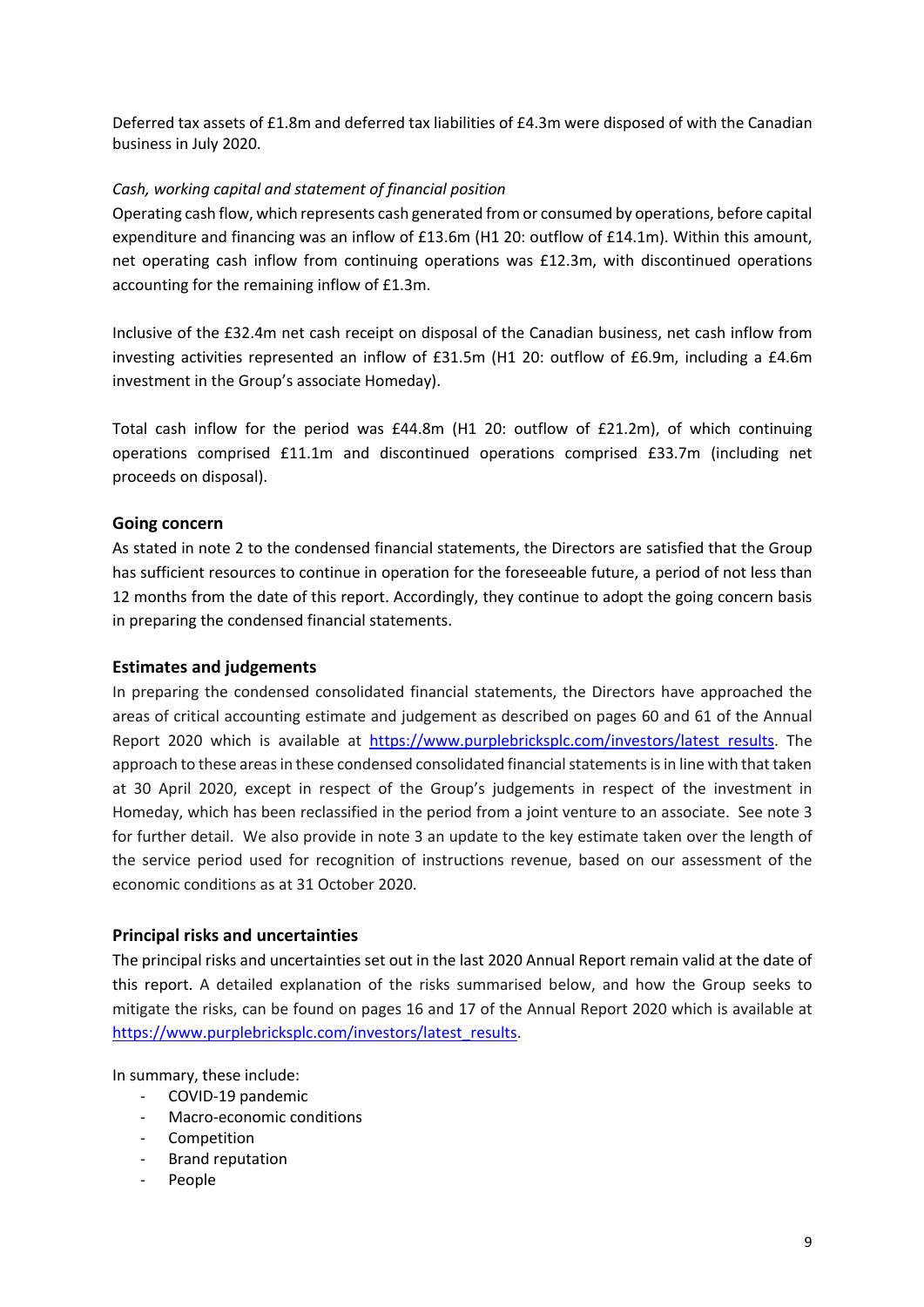Deferred tax assets of £1.8m and deferred tax liabilities of £4.3m were disposed of with the Canadian business in July 2020.

*Cash, working capital and statement of financial position*

Operating cash flow, which represents cash generated from or consumed by operations, before capital expenditure and financing was an inflow of £13.6m (H1 20: outflow of £14.1m). Within this amount, net operating cash inflow from continuing operations was £12.3m, with discontinued operations accounting for the remaining inflow of £1.3m.

Inclusive of the £32.4m net cash receipt on disposal of the Canadian business, net cash inflow from investing activities represented an inflow of £31.5m (H1 20: outflow of £6.9m, including a £4.6m investment in the Group's associate Homeday).

Total cash inflow for the period was £44.8m (H1 20: outflow of £21.2m), of which continuing operations comprised £11.1m and discontinued operations comprised £33.7m (including net proceeds on disposal).

## Going concern

As stated in note 2 to the condensed financial statements, the Directors are satisfied that the Group has sufficient resources to continue in operation for the foreseeable future, a period of not less than 12 months from the date of this report. Accordingly, they continue to adopt the going concern basis in preparing the condensed financial statements.

## Estimates and judgements

In preparing the condensed consolidated financial statements, the Directors have approached the areas of critical accounting estimate and judgement as described on pages 60 and 61 of the Annual Report 2020 which is available at https://www.purplebricksplc.com/investors/latest_results. The approach to these areas in these condensed consolidated financial statements is in line with that taken at 30 April 2020, except in respect of the Group's judgements in respect of the investment in Homeday, which has been reclassified in the period from a joint venture to an associate. See note 3 for further detail. We also provide in note 3 an update to the key estimate taken over the length of the service period used for recognition of instructions revenue, based on our assessment of the economic conditions as at 31 October 2020.

## Principal risks and uncertainties

The principal risks and uncertainties set out in the last 2020 Annual Report remain valid at the date of this report. A detailed explanation of the risks summarised below, and how the Group seeks to mitigate the risks, can be found on pages 16 and 17 of the Annual Report 2020 which is available at https://www.purplebricksplc.com/investors/latest_results.

In summary, these include:

- COVID-19 pandemic
- Macro-economic conditions
- Competition
- Brand reputation
- People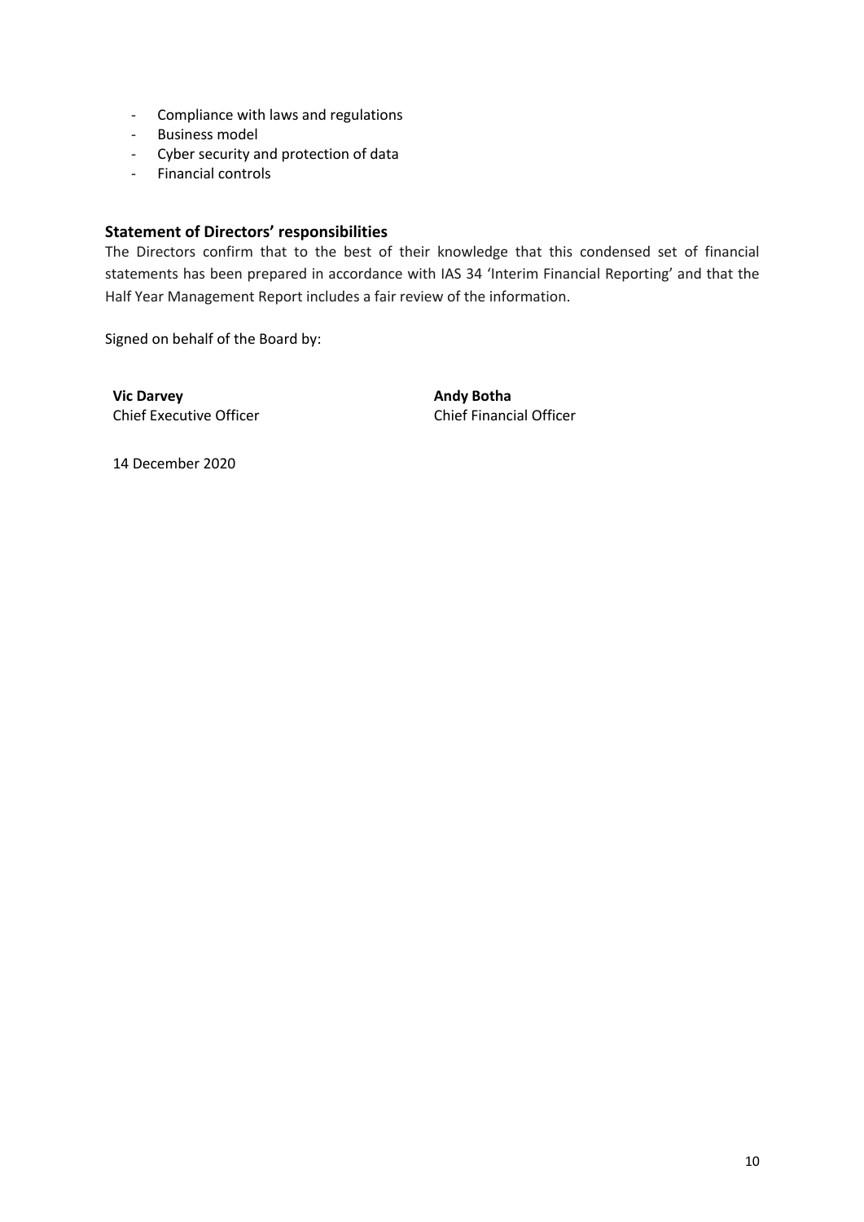- Compliance with laws and regulations
- Business model
- Cyber security and protection of data
- Financial controls

## Statement of Directors' responsibilities

The Directors confirm that to the best of their knowledge that this condensed set of financial statements has been prepared in accordance with IAS 34 'Interim Financial Reporting' and that the Half Year Management Report includes a fair review of the information.

Signed on behalf of the Board by:

**Vic Darvey**
Chief Executive Officer

**Andy Botha**
Chief Financial Officer

14 December 2020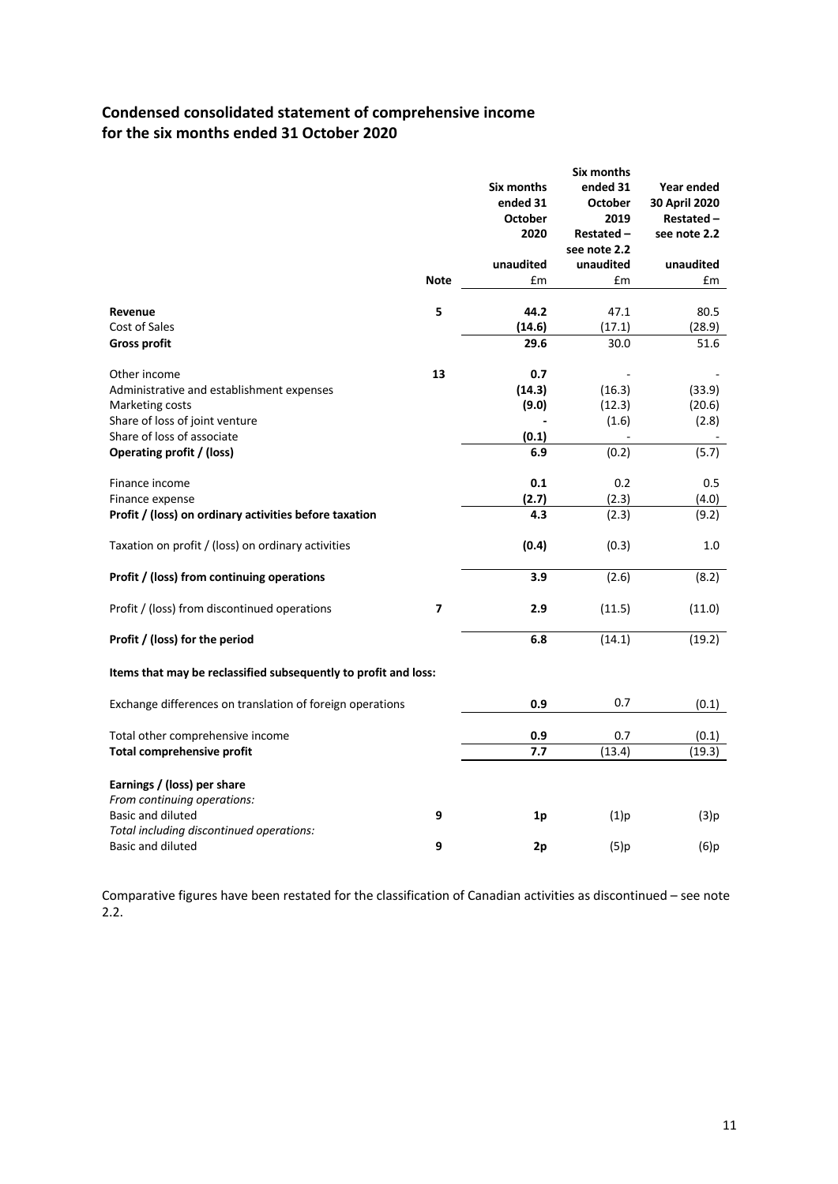## Condensed consolidated statement of comprehensive income for the six months ended 31 October 2020

| | Note | Six months ended 31 October 2020 | Six months ended 31 October 2019 Restated – see note 2.2 | Year ended 30 April 2020 Restated – see note 2.2 |
|---|---|---|---|---|
| | | unaudited | unaudited | unaudited |
| | | £m | £m | £m |
| **Revenue** | 5 | **44.2** | 47.1 | 80.5 |
| Cost of Sales | | **(14.6)** | (17.1) | (28.9) |
| **Gross profit** | | **29.6** | 30.0 | 51.6 |
| Other income | 13 | **0.7** | - | - |
| Administrative and establishment expenses | | **(14.3)** | (16.3) | (33.9) |
| Marketing costs | | **(9.0)** | (12.3) | (20.6) |
| Share of loss of joint venture | | **-** | (1.6) | (2.8) |
| Share of loss of associate | | **(0.1)** | - | - |
| **Operating profit / (loss)** | | **6.9** | (0.2) | (5.7) |
| Finance income | | **0.1** | 0.2 | 0.5 |
| Finance expense | | **(2.7)** | (2.3) | (4.0) |
| **Profit / (loss) on ordinary activities before taxation** | | **4.3** | (2.3) | (9.2) |
| Taxation on profit / (loss) on ordinary activities | | **(0.4)** | (0.3) | 1.0 |
| **Profit / (loss) from continuing operations** | | **3.9** | (2.6) | (8.2) |
| Profit / (loss) from discontinued operations | 7 | **2.9** | (11.5) | (11.0) |
| **Profit / (loss) for the period** | | **6.8** | (14.1) | (19.2) |
| **Items that may be reclassified subsequently to profit and loss:** | | | | |
| Exchange differences on translation of foreign operations | | **0.9** | 0.7 | (0.1) |
| Total other comprehensive income | | **0.9** | 0.7 | (0.1) |
| **Total comprehensive profit** | | **7.7** | (13.4) | (19.3) |
| **Earnings / (loss) per share** | | | | |
| *From continuing operations:* | | | | |
| Basic and diluted | 9 | **1p** | (1)p | (3)p |
| *Total including discontinued operations:* | | | | |
| Basic and diluted | 9 | **2p** | (5)p | (6)p |

Comparative figures have been restated for the classification of Canadian activities as discontinued – see note 2.2.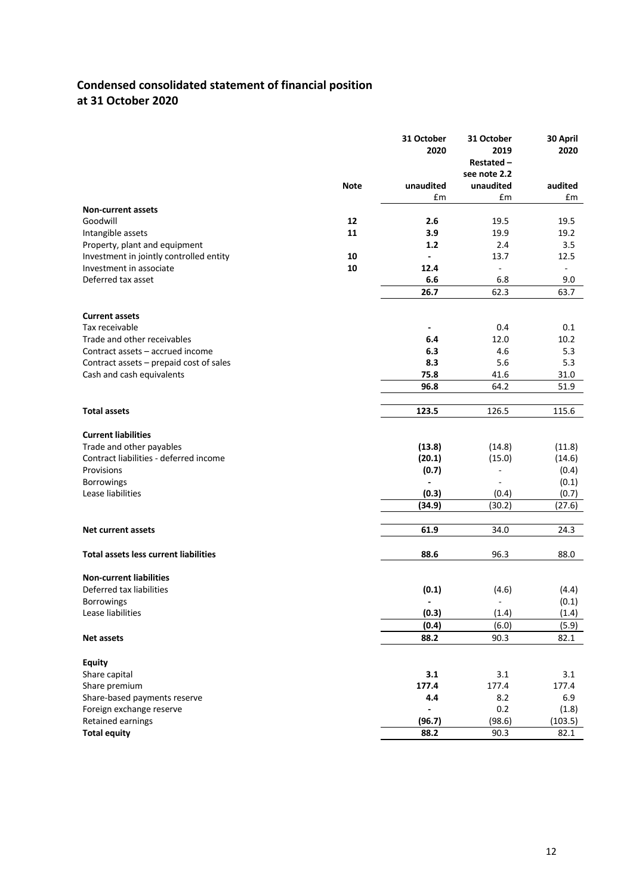## Condensed consolidated statement of financial position at 31 October 2020

| | Note | 31 October 2020 | 31 October 2019 Restated – see note 2.2 | 30 April 2020 |
|---|---|---|---|---|
| | | unaudited | unaudited | audited |
| | | £m | £m | £m |
| **Non-current assets** | | | | |
| Goodwill | 12 | **2.6** | 19.5 | 19.5 |
| Intangible assets | 11 | **3.9** | 19.9 | 19.2 |
| Property, plant and equipment | | **1.2** | 2.4 | 3.5 |
| Investment in jointly controlled entity | 10 | **-** | 13.7 | 12.5 |
| Investment in associate | 10 | **12.4** | - | - |
| Deferred tax asset | | **6.6** | 6.8 | 9.0 |
| | | **26.7** | 62.3 | 63.7 |
| **Current assets** | | | | |
| Tax receivable | | **-** | 0.4 | 0.1 |
| Trade and other receivables | | **6.4** | 12.0 | 10.2 |
| Contract assets – accrued income | | **6.3** | 4.6 | 5.3 |
| Contract assets – prepaid cost of sales | | **8.3** | 5.6 | 5.3 |
| Cash and cash equivalents | | **75.8** | 41.6 | 31.0 |
| | | **96.8** | 64.2 | 51.9 |
| **Total assets** | | **123.5** | 126.5 | 115.6 |
| **Current liabilities** | | | | |
| Trade and other payables | | **(13.8)** | (14.8) | (11.8) |
| Contract liabilities - deferred income | | **(20.1)** | (15.0) | (14.6) |
| Provisions | | **(0.7)** | - | (0.4) |
| Borrowings | | **-** | - | (0.1) |
| Lease liabilities | | **(0.3)** | (0.4) | (0.7) |
| | | **(34.9)** | (30.2) | (27.6) |
| **Net current assets** | | **61.9** | 34.0 | 24.3 |
| **Total assets less current liabilities** | | **88.6** | 96.3 | 88.0 |
| **Non-current liabilities** | | | | |
| Deferred tax liabilities | | **(0.1)** | (4.6) | (4.4) |
| Borrowings | | **-** | - | (0.1) |
| Lease liabilities | | **(0.3)** | (1.4) | (1.4) |
| | | **(0.4)** | (6.0) | (5.9) |
| **Net assets** | | **88.2** | 90.3 | 82.1 |
| **Equity** | | | | |
| Share capital | | **3.1** | 3.1 | 3.1 |
| Share premium | | **177.4** | 177.4 | 177.4 |
| Share-based payments reserve | | **4.4** | 8.2 | 6.9 |
| Foreign exchange reserve | | **-** | 0.2 | (1.8) |
| Retained earnings | | **(96.7)** | (98.6) | (103.5) |
| **Total equity** | | **88.2** | 90.3 | 82.1 |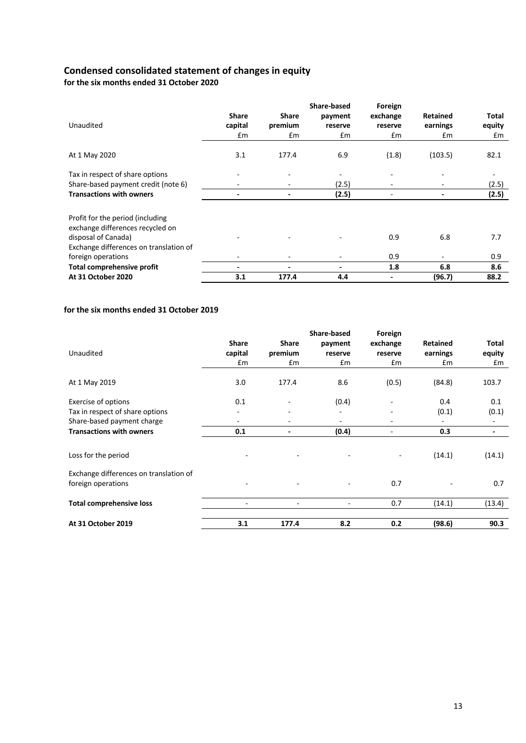## Condensed consolidated statement of changes in equity

**for the six months ended 31 October 2020**

| Unaudited | Share capital £m | Share premium £m | Share-based payment reserve £m | Foreign exchange reserve £m | Retained earnings £m | Total equity £m |
|---|---|---|---|---|---|---|
| At 1 May 2020 | 3.1 | 177.4 | 6.9 | (1.8) | (103.5) | 82.1 |
| Tax in respect of share options | - | - | - | - | - | - |
| Share-based payment credit (note 6) | - | - | (2.5) | - | - | (2.5) |
| **Transactions with owners** | **-** | **-** | **(2.5)** | - | **-** | **(2.5)** |
| Profit for the period (including exchange differences recycled on disposal of Canada) | - | - | - | 0.9 | 6.8 | 7.7 |
| Exchange differences on translation of foreign operations | - | - | - | 0.9 | - | 0.9 |
| **Total comprehensive profit** | **-** | **-** | **-** | **1.8** | **6.8** | **8.6** |
| **At 31 October 2020** | **3.1** | **177.4** | **4.4** | **-** | **(96.7)** | **88.2** |

**for the six months ended 31 October 2019**

| Unaudited | Share capital £m | Share premium £m | Share-based payment reserve £m | Foreign exchange reserve £m | Retained earnings £m | Total equity £m |
|---|---|---|---|---|---|---|
| At 1 May 2019 | 3.0 | 177.4 | 8.6 | (0.5) | (84.8) | 103.7 |
| Exercise of options | 0.1 | - | (0.4) | - | 0.4 | 0.1 |
| Tax in respect of share options | - | - | - | - | (0.1) | (0.1) |
| Share-based payment charge | - | - | - | - | - | - |
| **Transactions with owners** | **0.1** | **-** | **(0.4)** | - | **0.3** | **-** |
| Loss for the period | - | - | - | - | (14.1) | (14.1) |
| Exchange differences on translation of foreign operations | - | - | - | 0.7 | - | 0.7 |
| **Total comprehensive loss** | - | - | - | 0.7 | (14.1) | (13.4) |
| **At 31 October 2019** | **3.1** | **177.4** | **8.2** | **0.2** | **(98.6)** | **90.3** |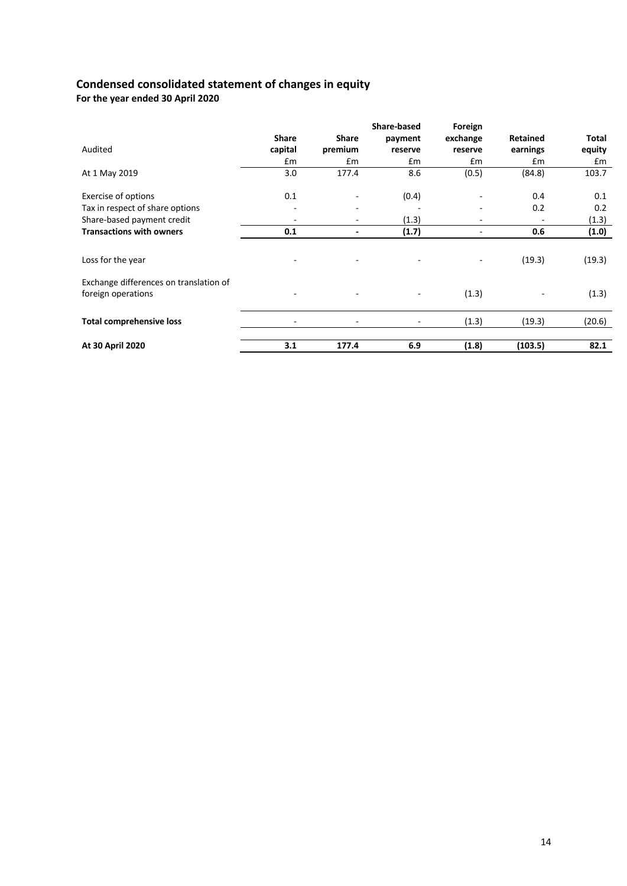## Condensed consolidated statement of changes in equity

**For the year ended 30 April 2020**

| Audited | Share capital | Share premium | Share-based payment reserve | Foreign exchange reserve | Retained earnings | Total equity |
|---|---|---|---|---|---|---|
| | £m | £m | £m | £m | £m | £m |
| At 1 May 2019 | 3.0 | 177.4 | 8.6 | (0.5) | (84.8) | 103.7 |
| Exercise of options | 0.1 | - | (0.4) | - | 0.4 | 0.1 |
| Tax in respect of share options | - | - | - | - | 0.2 | 0.2 |
| Share-based payment credit | - | - | (1.3) | - | - | (1.3) |
| **Transactions with owners** | **0.1** | **-** | **(1.7)** | **-** | **0.6** | **(1.0)** |
| Loss for the year | - | - | - | - | (19.3) | (19.3) |
| Exchange differences on translation of foreign operations | - | - | - | (1.3) | - | (1.3) |
| **Total comprehensive loss** | - | - | - | (1.3) | (19.3) | (20.6) |
| **At 30 April 2020** | **3.1** | **177.4** | **6.9** | **(1.8)** | **(103.5)** | **82.1** |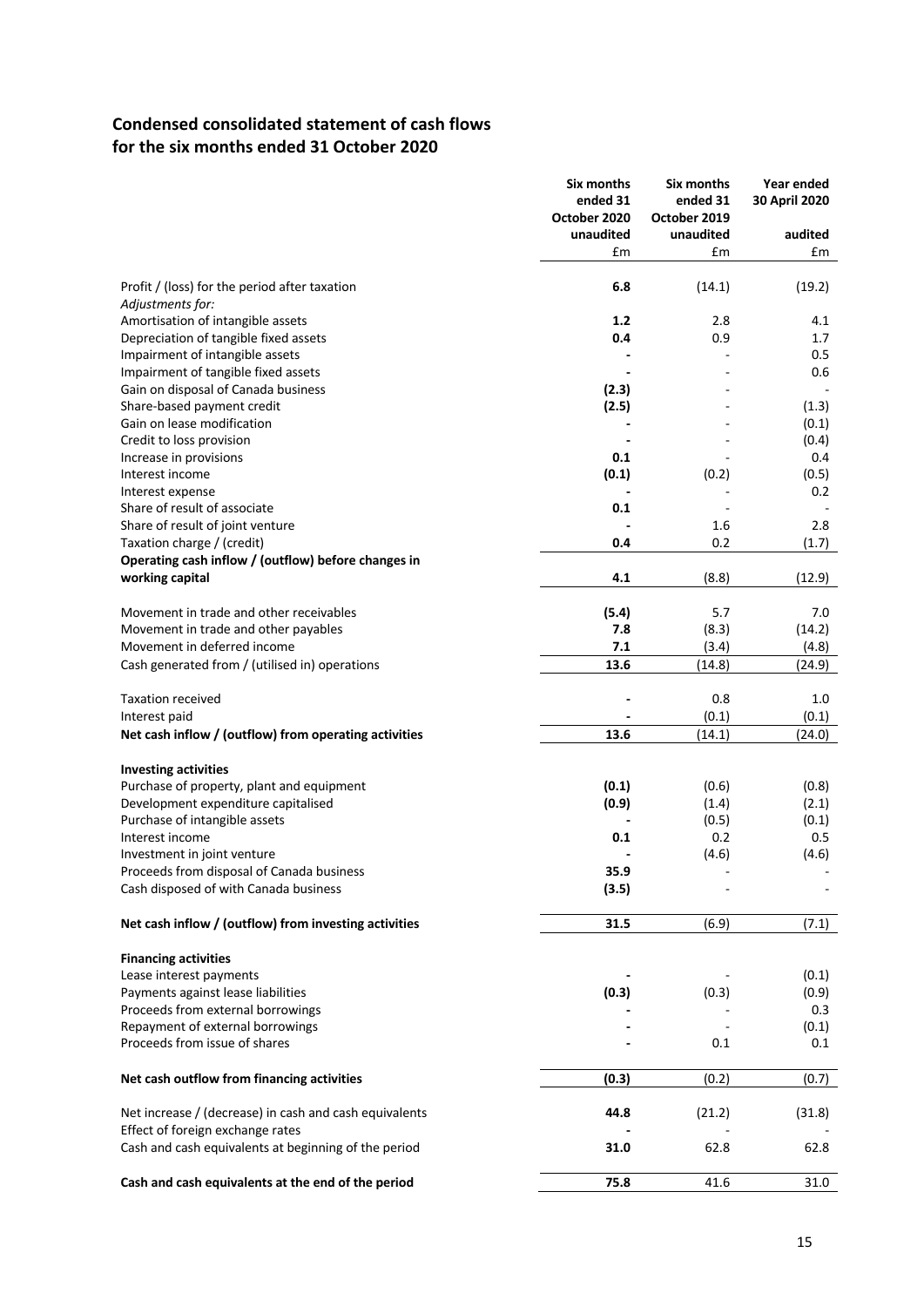## Condensed consolidated statement of cash flows
## for the six months ended 31 October 2020

| | Six months ended 31 October 2020 unaudited | Six months ended 31 October 2019 unaudited | Year ended 30 April 2020 audited |
|---|---|---|---|
| | £m | £m | £m |
| Profit / (loss) for the period after taxation | **6.8** | (14.1) | (19.2) |
| *Adjustments for:* | | | |
| Amortisation of intangible assets | **1.2** | 2.8 | 4.1 |
| Depreciation of tangible fixed assets | **0.4** | 0.9 | 1.7 |
| Impairment of intangible assets | **-** | - | 0.5 |
| Impairment of tangible fixed assets | **-** | - | 0.6 |
| Gain on disposal of Canada business | **(2.3)** | - | - |
| Share-based payment credit | **(2.5)** | - | (1.3) |
| Gain on lease modification | **-** | - | (0.1) |
| Credit to loss provision | **-** | - | (0.4) |
| Increase in provisions | **0.1** | - | 0.4 |
| Interest income | **(0.1)** | (0.2) | (0.5) |
| Interest expense | **-** | - | 0.2 |
| Share of result of associate | **0.1** | - | - |
| Share of result of joint venture | **-** | 1.6 | 2.8 |
| Taxation charge / (credit) | **0.4** | 0.2 | (1.7) |
| **Operating cash inflow / (outflow) before changes in working capital** | **4.1** | (8.8) | (12.9) |
| Movement in trade and other receivables | **(5.4)** | 5.7 | 7.0 |
| Movement in trade and other payables | **7.8** | (8.3) | (14.2) |
| Movement in deferred income | **7.1** | (3.4) | (4.8) |
| Cash generated from / (utilised in) operations | **13.6** | (14.8) | (24.9) |
| Taxation received | **-** | 0.8 | 1.0 |
| Interest paid | **-** | (0.1) | (0.1) |
| **Net cash inflow / (outflow) from operating activities** | **13.6** | (14.1) | (24.0) |
| **Investing activities** | | | |
| Purchase of property, plant and equipment | **(0.1)** | (0.6) | (0.8) |
| Development expenditure capitalised | **(0.9)** | (1.4) | (2.1) |
| Purchase of intangible assets | **-** | (0.5) | (0.1) |
| Interest income | **0.1** | 0.2 | 0.5 |
| Investment in joint venture | **-** | (4.6) | (4.6) |
| Proceeds from disposal of Canada business | **35.9** | - | - |
| Cash disposed of with Canada business | **(3.5)** | - | - |
| **Net cash inflow / (outflow) from investing activities** | **31.5** | (6.9) | (7.1) |
| **Financing activities** | | | |
| Lease interest payments | **-** | - | (0.1) |
| Payments against lease liabilities | **(0.3)** | (0.3) | (0.9) |
| Proceeds from external borrowings | **-** | - | 0.3 |
| Repayment of external borrowings | **-** | - | (0.1) |
| Proceeds from issue of shares | **-** | 0.1 | 0.1 |
| **Net cash outflow from financing activities** | **(0.3)** | (0.2) | (0.7) |
| Net increase / (decrease) in cash and cash equivalents | **44.8** | (21.2) | (31.8) |
| Effect of foreign exchange rates | **-** | - | - |
| Cash and cash equivalents at beginning of the period | **31.0** | 62.8 | 62.8 |
| **Cash and cash equivalents at the end of the period** | **75.8** | 41.6 | 31.0 |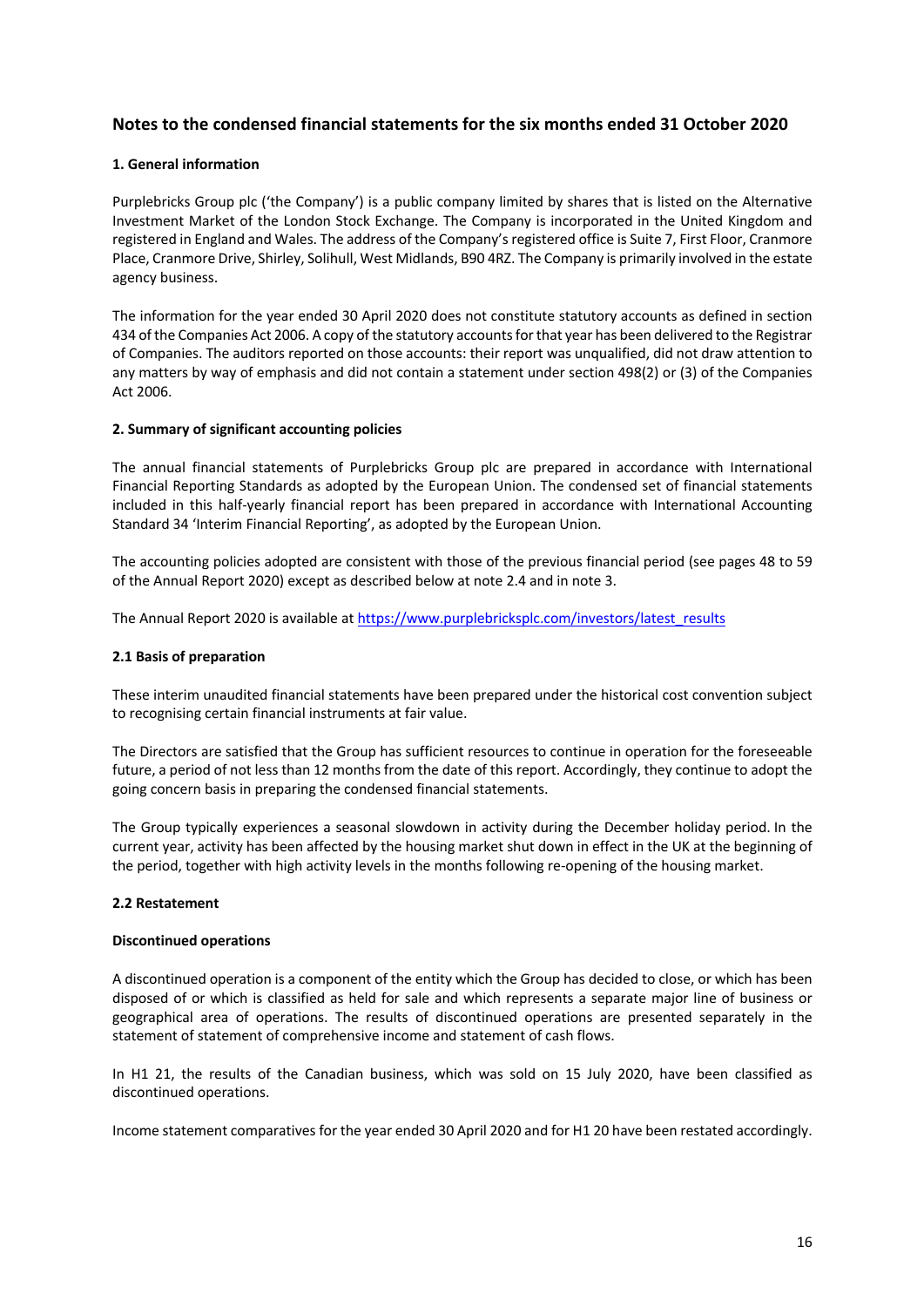## Notes to the condensed financial statements for the six months ended 31 October 2020

### 1. General information

Purplebricks Group plc ('the Company') is a public company limited by shares that is listed on the Alternative Investment Market of the London Stock Exchange. The Company is incorporated in the United Kingdom and registered in England and Wales. The address of the Company's registered office is Suite 7, First Floor, Cranmore Place, Cranmore Drive, Shirley, Solihull, West Midlands, B90 4RZ. The Company is primarily involved in the estate agency business.

The information for the year ended 30 April 2020 does not constitute statutory accounts as defined in section 434 of the Companies Act 2006. A copy of the statutory accounts for that year has been delivered to the Registrar of Companies. The auditors reported on those accounts: their report was unqualified, did not draw attention to any matters by way of emphasis and did not contain a statement under section 498(2) or (3) of the Companies Act 2006.

### 2. Summary of significant accounting policies

The annual financial statements of Purplebricks Group plc are prepared in accordance with International Financial Reporting Standards as adopted by the European Union. The condensed set of financial statements included in this half-yearly financial report has been prepared in accordance with International Accounting Standard 34 'Interim Financial Reporting', as adopted by the European Union.

The accounting policies adopted are consistent with those of the previous financial period (see pages 48 to 59 of the Annual Report 2020) except as described below at note 2.4 and in note 3.

The Annual Report 2020 is available at https://www.purplebricksplc.com/investors/latest_results

### 2.1 Basis of preparation

These interim unaudited financial statements have been prepared under the historical cost convention subject to recognising certain financial instruments at fair value.

The Directors are satisfied that the Group has sufficient resources to continue in operation for the foreseeable future, a period of not less than 12 months from the date of this report. Accordingly, they continue to adopt the going concern basis in preparing the condensed financial statements.

The Group typically experiences a seasonal slowdown in activity during the December holiday period. In the current year, activity has been affected by the housing market shut down in effect in the UK at the beginning of the period, together with high activity levels in the months following re-opening of the housing market.

### 2.2 Restatement

**Discontinued operations**

A discontinued operation is a component of the entity which the Group has decided to close, or which has been disposed of or which is classified as held for sale and which represents a separate major line of business or geographical area of operations. The results of discontinued operations are presented separately in the statement of statement of comprehensive income and statement of cash flows.

In H1 21, the results of the Canadian business, which was sold on 15 July 2020, have been classified as discontinued operations.

Income statement comparatives for the year ended 30 April 2020 and for H1 20 have been restated accordingly.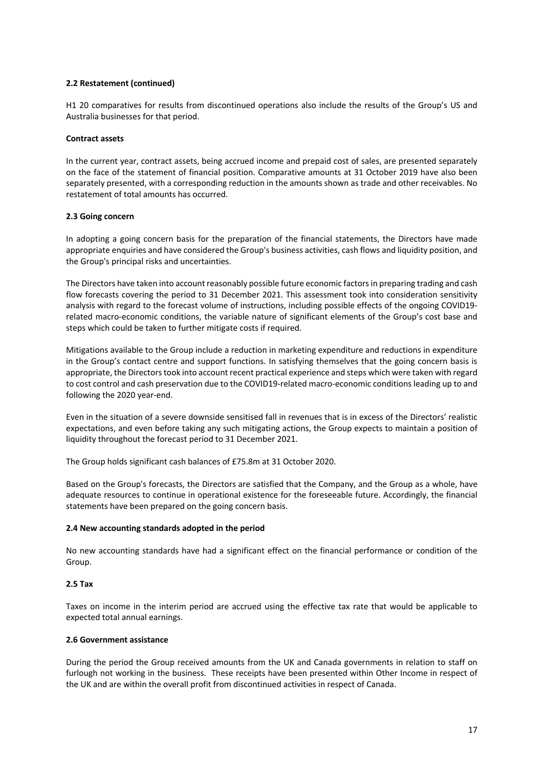### 2.2 Restatement (continued)

H1 20 comparatives for results from discontinued operations also include the results of the Group's US and Australia businesses for that period.

**Contract assets**

In the current year, contract assets, being accrued income and prepaid cost of sales, are presented separately on the face of the statement of financial position. Comparative amounts at 31 October 2019 have also been separately presented, with a corresponding reduction in the amounts shown as trade and other receivables. No restatement of total amounts has occurred.

### 2.3 Going concern

In adopting a going concern basis for the preparation of the financial statements, the Directors have made appropriate enquiries and have considered the Group's business activities, cash flows and liquidity position, and the Group's principal risks and uncertainties.

The Directors have taken into account reasonably possible future economic factors in preparing trading and cash flow forecasts covering the period to 31 December 2021. This assessment took into consideration sensitivity analysis with regard to the forecast volume of instructions, including possible effects of the ongoing COVID19-related macro-economic conditions, the variable nature of significant elements of the Group's cost base and steps which could be taken to further mitigate costs if required.

Mitigations available to the Group include a reduction in marketing expenditure and reductions in expenditure in the Group's contact centre and support functions. In satisfying themselves that the going concern basis is appropriate, the Directors took into account recent practical experience and steps which were taken with regard to cost control and cash preservation due to the COVID19-related macro-economic conditions leading up to and following the 2020 year-end.

Even in the situation of a severe downside sensitised fall in revenues that is in excess of the Directors' realistic expectations, and even before taking any such mitigating actions, the Group expects to maintain a position of liquidity throughout the forecast period to 31 December 2021.

The Group holds significant cash balances of £75.8m at 31 October 2020.

Based on the Group's forecasts, the Directors are satisfied that the Company, and the Group as a whole, have adequate resources to continue in operational existence for the foreseeable future. Accordingly, the financial statements have been prepared on the going concern basis.

### 2.4 New accounting standards adopted in the period

No new accounting standards have had a significant effect on the financial performance or condition of the Group.

### 2.5 Tax

Taxes on income in the interim period are accrued using the effective tax rate that would be applicable to expected total annual earnings.

### 2.6 Government assistance

During the period the Group received amounts from the UK and Canada governments in relation to staff on furlough not working in the business. These receipts have been presented within Other Income in respect of the UK and are within the overall profit from discontinued activities in respect of Canada.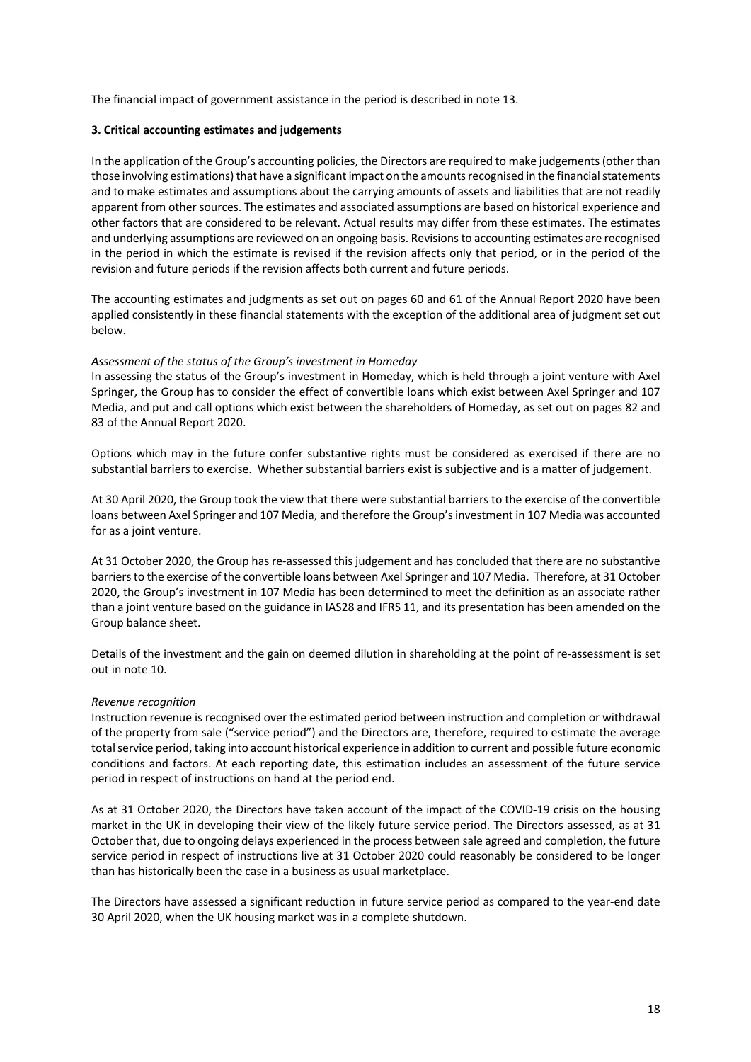The financial impact of government assistance in the period is described in note 13.

### 3. Critical accounting estimates and judgements

In the application of the Group's accounting policies, the Directors are required to make judgements (other than those involving estimations) that have a significant impact on the amounts recognised in the financial statements and to make estimates and assumptions about the carrying amounts of assets and liabilities that are not readily apparent from other sources. The estimates and associated assumptions are based on historical experience and other factors that are considered to be relevant. Actual results may differ from these estimates. The estimates and underlying assumptions are reviewed on an ongoing basis. Revisions to accounting estimates are recognised in the period in which the estimate is revised if the revision affects only that period, or in the period of the revision and future periods if the revision affects both current and future periods.

The accounting estimates and judgments as set out on pages 60 and 61 of the Annual Report 2020 have been applied consistently in these financial statements with the exception of the additional area of judgment set out below.

*Assessment of the status of the Group's investment in Homeday*

In assessing the status of the Group's investment in Homeday, which is held through a joint venture with Axel Springer, the Group has to consider the effect of convertible loans which exist between Axel Springer and 107 Media, and put and call options which exist between the shareholders of Homeday, as set out on pages 82 and 83 of the Annual Report 2020.

Options which may in the future confer substantive rights must be considered as exercised if there are no substantial barriers to exercise. Whether substantial barriers exist is subjective and is a matter of judgement.

At 30 April 2020, the Group took the view that there were substantial barriers to the exercise of the convertible loans between Axel Springer and 107 Media, and therefore the Group's investment in 107 Media was accounted for as a joint venture.

At 31 October 2020, the Group has re-assessed this judgement and has concluded that there are no substantive barriers to the exercise of the convertible loans between Axel Springer and 107 Media. Therefore, at 31 October 2020, the Group's investment in 107 Media has been determined to meet the definition as an associate rather than a joint venture based on the guidance in IAS28 and IFRS 11, and its presentation has been amended on the Group balance sheet.

Details of the investment and the gain on deemed dilution in shareholding at the point of re-assessment is set out in note 10.

*Revenue recognition*

Instruction revenue is recognised over the estimated period between instruction and completion or withdrawal of the property from sale ("service period") and the Directors are, therefore, required to estimate the average total service period, taking into account historical experience in addition to current and possible future economic conditions and factors. At each reporting date, this estimation includes an assessment of the future service period in respect of instructions on hand at the period end.

As at 31 October 2020, the Directors have taken account of the impact of the COVID-19 crisis on the housing market in the UK in developing their view of the likely future service period. The Directors assessed, as at 31 October that, due to ongoing delays experienced in the process between sale agreed and completion, the future service period in respect of instructions live at 31 October 2020 could reasonably be considered to be longer than has historically been the case in a business as usual marketplace.

The Directors have assessed a significant reduction in future service period as compared to the year-end date 30 April 2020, when the UK housing market was in a complete shutdown.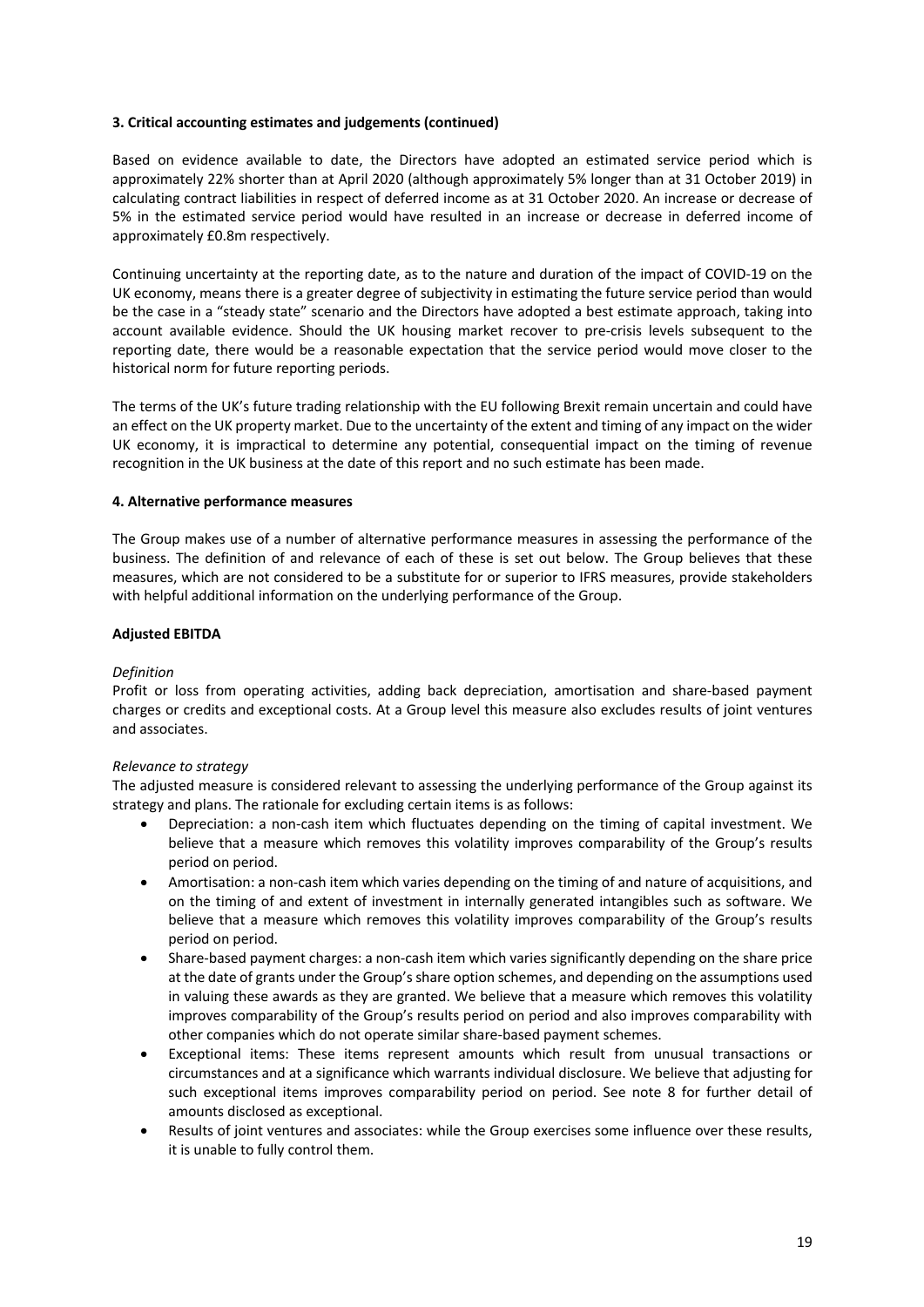**3. Critical accounting estimates and judgements (continued)**

Based on evidence available to date, the Directors have adopted an estimated service period which is approximately 22% shorter than at April 2020 (although approximately 5% longer than at 31 October 2019) in calculating contract liabilities in respect of deferred income as at 31 October 2020. An increase or decrease of 5% in the estimated service period would have resulted in an increase or decrease in deferred income of approximately £0.8m respectively.

Continuing uncertainty at the reporting date, as to the nature and duration of the impact of COVID-19 on the UK economy, means there is a greater degree of subjectivity in estimating the future service period than would be the case in a "steady state" scenario and the Directors have adopted a best estimate approach, taking into account available evidence. Should the UK housing market recover to pre-crisis levels subsequent to the reporting date, there would be a reasonable expectation that the service period would move closer to the historical norm for future reporting periods.

The terms of the UK's future trading relationship with the EU following Brexit remain uncertain and could have an effect on the UK property market. Due to the uncertainty of the extent and timing of any impact on the wider UK economy, it is impractical to determine any potential, consequential impact on the timing of revenue recognition in the UK business at the date of this report and no such estimate has been made.

**4. Alternative performance measures**

The Group makes use of a number of alternative performance measures in assessing the performance of the business. The definition of and relevance of each of these is set out below. The Group believes that these measures, which are not considered to be a substitute for or superior to IFRS measures, provide stakeholders with helpful additional information on the underlying performance of the Group.

**Adjusted EBITDA**

*Definition*

Profit or loss from operating activities, adding back depreciation, amortisation and share-based payment charges or credits and exceptional costs. At a Group level this measure also excludes results of joint ventures and associates.

*Relevance to strategy*

The adjusted measure is considered relevant to assessing the underlying performance of the Group against its strategy and plans. The rationale for excluding certain items is as follows:

- Depreciation: a non-cash item which fluctuates depending on the timing of capital investment. We believe that a measure which removes this volatility improves comparability of the Group's results period on period.
- Amortisation: a non-cash item which varies depending on the timing of and nature of acquisitions, and on the timing of and extent of investment in internally generated intangibles such as software. We believe that a measure which removes this volatility improves comparability of the Group's results period on period.
- Share-based payment charges: a non-cash item which varies significantly depending on the share price at the date of grants under the Group's share option schemes, and depending on the assumptions used in valuing these awards as they are granted. We believe that a measure which removes this volatility improves comparability of the Group's results period on period and also improves comparability with other companies which do not operate similar share-based payment schemes.
- Exceptional items: These items represent amounts which result from unusual transactions or circumstances and at a significance which warrants individual disclosure. We believe that adjusting for such exceptional items improves comparability period on period. See note 8 for further detail of amounts disclosed as exceptional.
- Results of joint ventures and associates: while the Group exercises some influence over these results, it is unable to fully control them.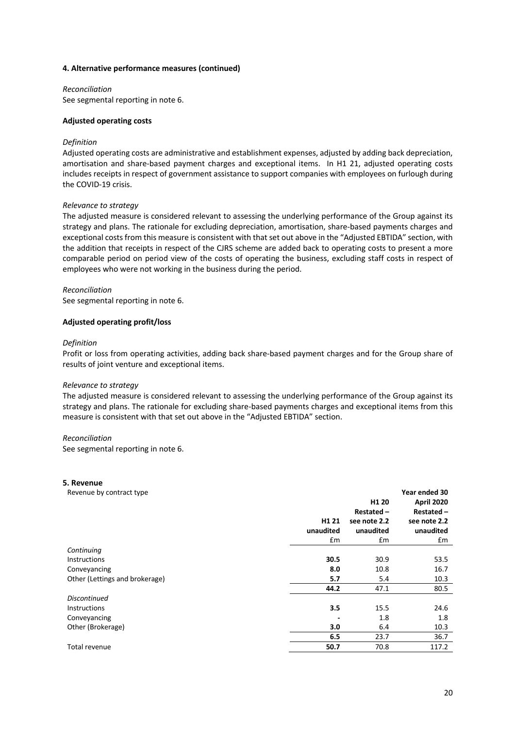#### 4. Alternative performance measures (continued)

*Reconciliation*

See segmental reporting in note 6.

**Adjusted operating costs**

*Definition*

Adjusted operating costs are administrative and establishment expenses, adjusted by adding back depreciation, amortisation and share-based payment charges and exceptional items. In H1 21, adjusted operating costs includes receipts in respect of government assistance to support companies with employees on furlough during the COVID-19 crisis.

*Relevance to strategy*

The adjusted measure is considered relevant to assessing the underlying performance of the Group against its strategy and plans. The rationale for excluding depreciation, amortisation, share-based payments charges and exceptional costs from this measure is consistent with that set out above in the "Adjusted EBTIDA" section, with the addition that receipts in respect of the CJRS scheme are added back to operating costs to present a more comparable period on period view of the costs of operating the business, excluding staff costs in respect of employees who were not working in the business during the period.

*Reconciliation*

See segmental reporting in note 6.

**Adjusted operating profit/loss**

*Definition*

Profit or loss from operating activities, adding back share-based payment charges and for the Group share of results of joint venture and exceptional items.

*Relevance to strategy*

The adjusted measure is considered relevant to assessing the underlying performance of the Group against its strategy and plans. The rationale for excluding share-based payments charges and exceptional items from this measure is consistent with that set out above in the "Adjusted EBTIDA" section.

*Reconciliation*

See segmental reporting in note 6.

#### 5. Revenue

Revenue by contract type

| | H1 21 unaudited £m | H1 20 Restated – see note 2.2 unaudited £m | Year ended 30 April 2020 Restated – see note 2.2 unaudited £m |
|---|---|---|---|
| *Continuing* | | | |
| Instructions | **30.5** | 30.9 | 53.5 |
| Conveyancing | **8.0** | 10.8 | 16.7 |
| Other (Lettings and brokerage) | **5.7** | 5.4 | 10.3 |
| | **44.2** | 47.1 | 80.5 |
| *Discontinued* | | | |
| Instructions | **3.5** | 15.5 | 24.6 |
| Conveyancing | **-** | 1.8 | 1.8 |
| Other (Brokerage) | **3.0** | 6.4 | 10.3 |
| | **6.5** | 23.7 | 36.7 |
| Total revenue | **50.7** | 70.8 | 117.2 |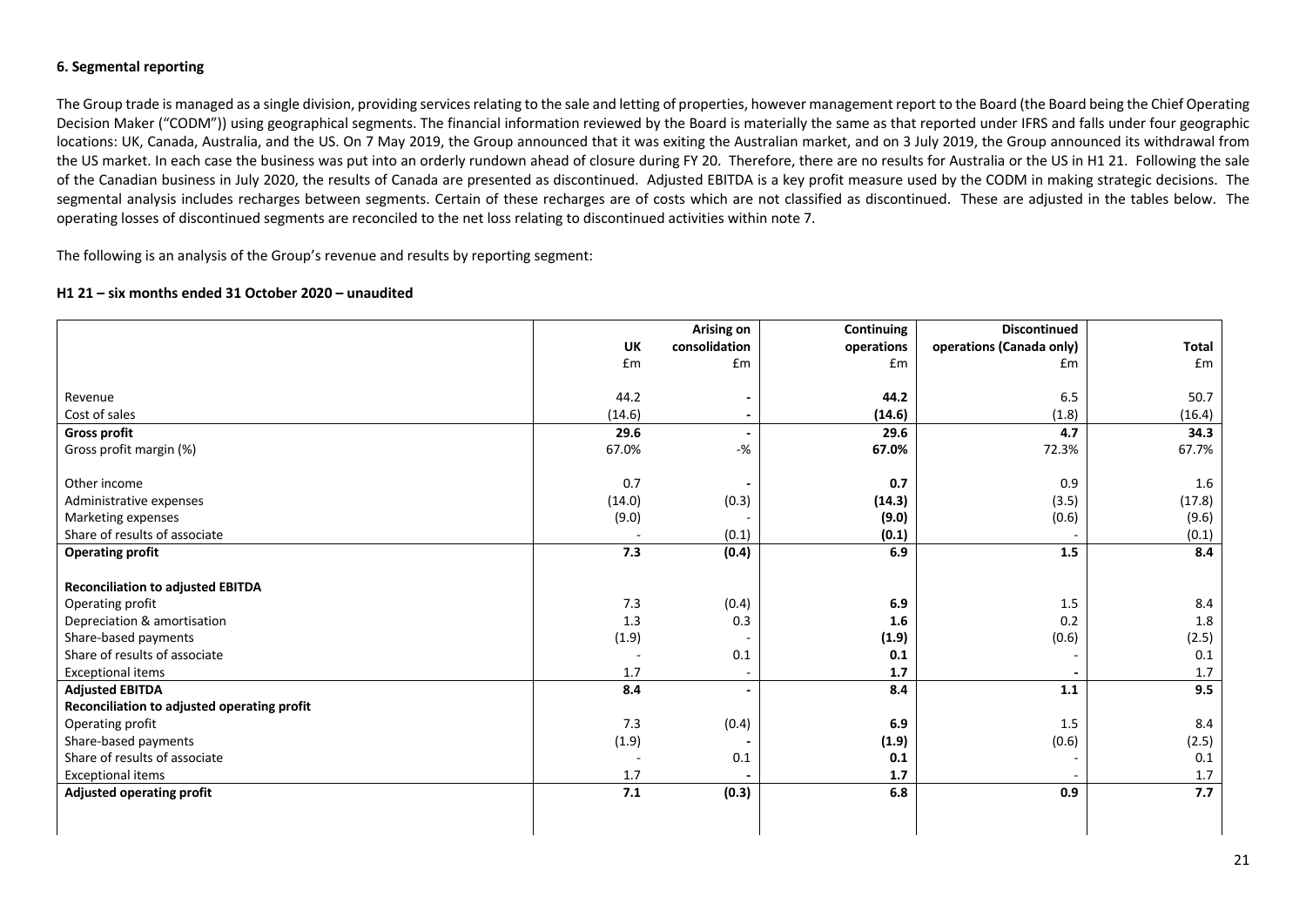### 6. Segmental reporting

The Group trade is managed as a single division, providing services relating to the sale and letting of properties, however management report to the Board (the Board being the Chief Operating Decision Maker ("CODM")) using geographical segments. The financial information reviewed by the Board is materially the same as that reported under IFRS and falls under four geographic locations: UK, Canada, Australia, and the US. On 7 May 2019, the Group announced that it was exiting the Australian market, and on 3 July 2019, the Group announced its withdrawal from the US market. In each case the business was put into an orderly rundown ahead of closure during FY 20. Therefore, there are no results for Australia or the US in H1 21. Following the sale of the Canadian business in July 2020, the results of Canada are presented as discontinued. Adjusted EBITDA is a key profit measure used by the CODM in making strategic decisions. The segmental analysis includes recharges between segments. Certain of these recharges are of costs which are not classified as discontinued. These are adjusted in the tables below. The operating losses of discontinued segments are reconciled to the net loss relating to discontinued activities within note 7.

The following is an analysis of the Group's revenue and results by reporting segment:

**H1 21 – six months ended 31 October 2020 – unaudited**

| | UK | Arising on consolidation | Continuing operations | Discontinued operations (Canada only) | Total |
|---|---|---|---|---|---|
| | £m | £m | £m | £m | £m |
| Revenue | 44.2 | - | **44.2** | 6.5 | 50.7 |
| Cost of sales | (14.6) | - | **(14.6)** | (1.8) | (16.4) |
| **Gross profit** | **29.6** | **-** | **29.6** | **4.7** | **34.3** |
| Gross profit margin (%) | 67.0% | -% | **67.0%** | 72.3% | 67.7% |
| Other income | 0.7 | - | **0.7** | 0.9 | 1.6 |
| Administrative expenses | (14.0) | (0.3) | **(14.3)** | (3.5) | (17.8) |
| Marketing expenses | (9.0) | - | **(9.0)** | (0.6) | (9.6) |
| Share of results of associate | - | (0.1) | **(0.1)** | - | (0.1) |
| **Operating profit** | **7.3** | **(0.4)** | **6.9** | **1.5** | **8.4** |
| **Reconciliation to adjusted EBITDA** | | | | | |
| Operating profit | 7.3 | (0.4) | **6.9** | 1.5 | 8.4 |
| Depreciation & amortisation | 1.3 | 0.3 | **1.6** | 0.2 | 1.8 |
| Share-based payments | (1.9) | - | **(1.9)** | (0.6) | (2.5) |
| Share of results of associate | - | 0.1 | **0.1** | - | 0.1 |
| Exceptional items | 1.7 | - | **1.7** | - | 1.7 |
| **Adjusted EBITDA** | **8.4** | **-** | **8.4** | **1.1** | **9.5** |
| **Reconciliation to adjusted operating profit** | | | | | |
| Operating profit | 7.3 | (0.4) | **6.9** | 1.5 | 8.4 |
| Share-based payments | (1.9) | - | **(1.9)** | (0.6) | (2.5) |
| Share of results of associate | - | 0.1 | **0.1** | - | 0.1 |
| Exceptional items | 1.7 | - | **1.7** | - | 1.7 |
| **Adjusted operating profit** | **7.1** | **(0.3)** | **6.8** | **0.9** | **7.7** |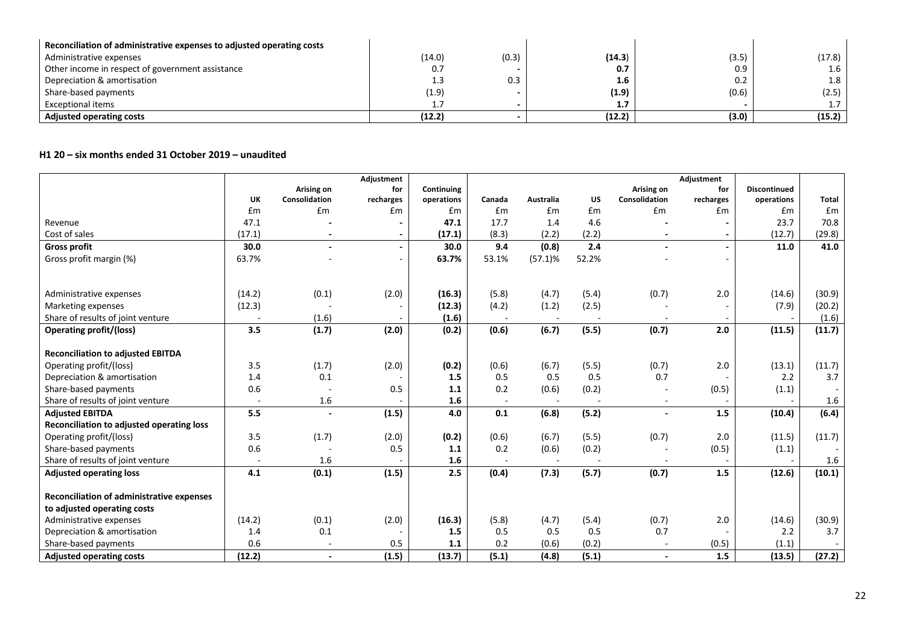| Reconciliation of administrative expenses to adjusted operating costs | | | | | |
|---|---|---|---|---|---|
| Administrative expenses | (14.0) | (0.3) | **(14.3)** | (3.5) | (17.8) |
| Other income in respect of government assistance | 0.7 | - | **0.7** | 0.9 | 1.6 |
| Depreciation & amortisation | 1.3 | 0.3 | **1.6** | 0.2 | 1.8 |
| Share-based payments | (1.9) | - | **(1.9)** | (0.6) | (2.5) |
| Exceptional items | 1.7 | - | **1.7** | - | 1.7 |
| **Adjusted operating costs** | **(12.2)** | **-** | **(12.2)** | **(3.0)** | **(15.2)** |

**H1 20 – six months ended 31 October 2019 – unaudited**

| | UK | Arising on Consolidation | Adjustment for recharges | Continuing operations | Canada | Australia | US | Arising on Consolidation | Adjustment for recharges | Discontinued operations | Total |
|---|---|---|---|---|---|---|---|---|---|---|---|
| | £m | £m | £m | £m | £m | £m | £m | £m | £m | £m | £m |
| Revenue | 47.1 | - | - | **47.1** | 17.7 | 1.4 | 4.6 | - | - | 23.7 | 70.8 |
| Cost of sales | (17.1) | - | - | **(17.1)** | (8.3) | (2.2) | (2.2) | - | - | (12.7) | (29.8) |
| **Gross profit** | **30.0** | **-** | **-** | **30.0** | **9.4** | **(0.8)** | **2.4** | **-** | **-** | **11.0** | **41.0** |
| Gross profit margin (%) | 63.7% | - | - | **63.7%** | 53.1% | (57.1)% | 52.2% | - | - | | |
| | | | | | | | | | | | |
| Administrative expenses | (14.2) | (0.1) | (2.0) | **(16.3)** | (5.8) | (4.7) | (5.4) | (0.7) | 2.0 | (14.6) | (30.9) |
| Marketing expenses | (12.3) | - | - | **(12.3)** | (4.2) | (1.2) | (2.5) | - | - | (7.9) | (20.2) |
| Share of results of joint venture | - | (1.6) | - | **(1.6)** | - | - | - | - | - | - | (1.6) |
| **Operating profit/(loss)** | **3.5** | **(1.7)** | **(2.0)** | **(0.2)** | **(0.6)** | **(6.7)** | **(5.5)** | **(0.7)** | **2.0** | **(11.5)** | **(11.7)** |
| | | | | | | | | | | | |
| **Reconciliation to adjusted EBITDA** | | | | | | | | | | | |
| Operating profit/(loss) | 3.5 | (1.7) | (2.0) | **(0.2)** | (0.6) | (6.7) | (5.5) | (0.7) | 2.0 | (13.1) | (11.7) |
| Depreciation & amortisation | 1.4 | 0.1 | - | **1.5** | 0.5 | 0.5 | 0.5 | 0.7 | - | 2.2 | 3.7 |
| Share-based payments | 0.6 | - | 0.5 | **1.1** | 0.2 | (0.6) | (0.2) | - | (0.5) | (1.1) | - |
| Share of results of joint venture | - | 1.6 | - | **1.6** | - | - | - | - | - | - | 1.6 |
| **Adjusted EBITDA** | **5.5** | **-** | **(1.5)** | **4.0** | **0.1** | **(6.8)** | **(5.2)** | **-** | **1.5** | **(10.4)** | **(6.4)** |
| **Reconciliation to adjusted operating loss** | | | | | | | | | | | |
| Operating profit/(loss) | 3.5 | (1.7) | (2.0) | **(0.2)** | (0.6) | (6.7) | (5.5) | (0.7) | 2.0 | (11.5) | (11.7) |
| Share-based payments | 0.6 | - | 0.5 | **1.1** | 0.2 | (0.6) | (0.2) | - | (0.5) | (1.1) | - |
| Share of results of joint venture | - | 1.6 | - | **1.6** | - | - | - | - | - | - | 1.6 |
| **Adjusted operating loss** | **4.1** | **(0.1)** | **(1.5)** | **2.5** | **(0.4)** | **(7.3)** | **(5.7)** | **(0.7)** | **1.5** | **(12.6)** | **(10.1)** |
| | | | | | | | | | | | |
| **Reconciliation of administrative expenses to adjusted operating costs** | | | | | | | | | | | |
| Administrative expenses | (14.2) | (0.1) | (2.0) | **(16.3)** | (5.8) | (4.7) | (5.4) | (0.7) | 2.0 | (14.6) | (30.9) |
| Depreciation & amortisation | 1.4 | 0.1 | - | **1.5** | 0.5 | 0.5 | 0.5 | 0.7 | - | 2.2 | 3.7 |
| Share-based payments | 0.6 | - | 0.5 | **1.1** | 0.2 | (0.6) | (0.2) | - | (0.5) | (1.1) | - |
| **Adjusted operating costs** | **(12.2)** | **-** | **(1.5)** | **(13.7)** | **(5.1)** | **(4.8)** | **(5.1)** | **-** | **1.5** | **(13.5)** | **(27.2)** |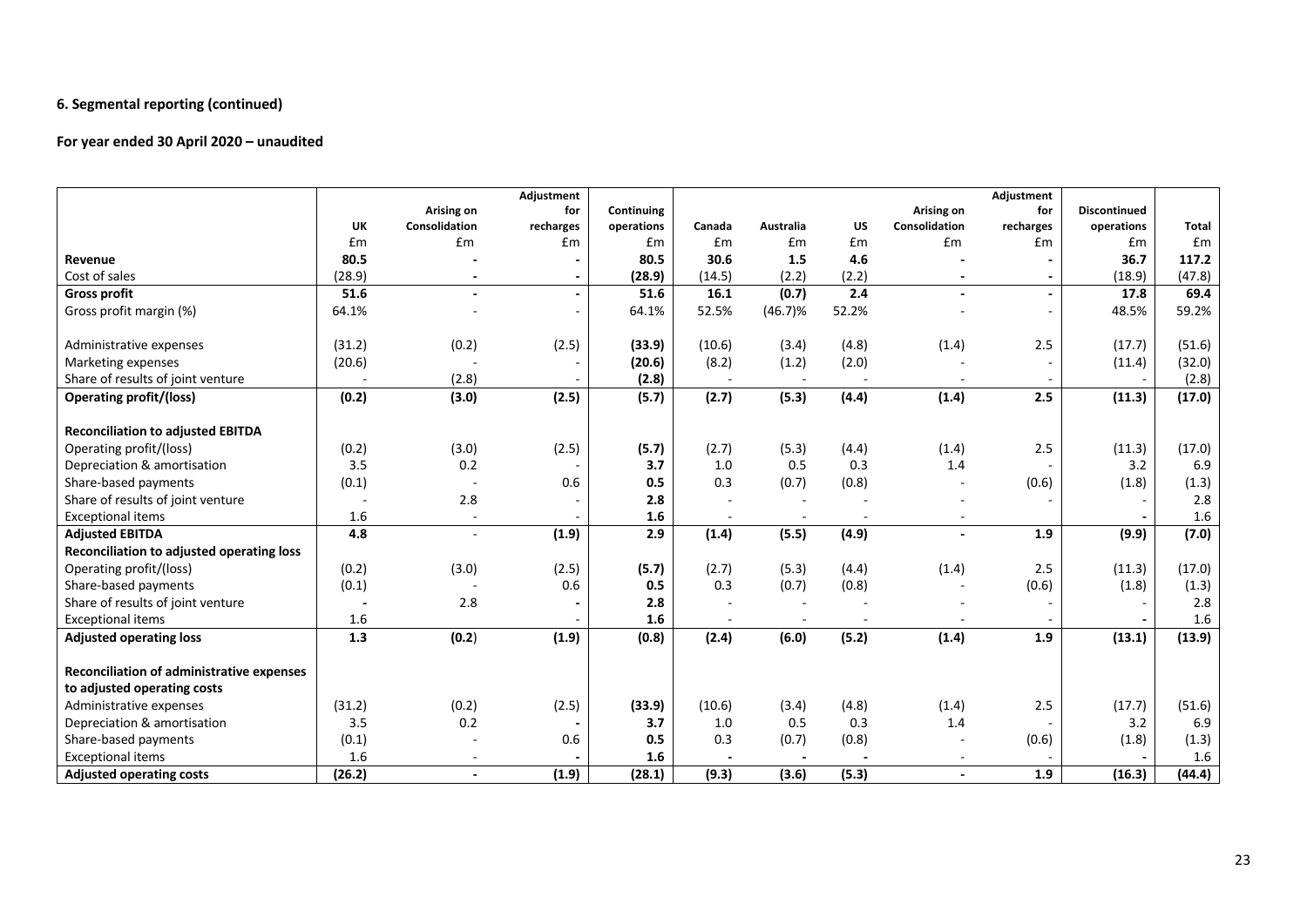### 6. Segmental reporting (continued)

**For year ended 30 April 2020 – unaudited**

| | UK | Arising on Consolidation | Adjustment for recharges | Continuing operations | Canada | Australia | US | Arising on Consolidation | Adjustment for recharges | Discontinued operations | Total |
|---|---|---|---|---|---|---|---|---|---|---|---|
| | £m | £m | £m | £m | £m | £m | £m | £m | £m | £m | £m |
| **Revenue** | **80.5** | **-** | **-** | **80.5** | **30.6** | **1.5** | **4.6** | **-** | **-** | **36.7** | **117.2** |
| Cost of sales | (28.9) | - | - | **(28.9)** | (14.5) | (2.2) | (2.2) | - | - | (18.9) | (47.8) |
| **Gross profit** | **51.6** | **-** | **-** | **51.6** | **16.1** | **(0.7)** | **2.4** | **-** | **-** | **17.8** | **69.4** |
| Gross profit margin (%) | 64.1% | - | - | 64.1% | 52.5% | (46.7)% | 52.2% | - | - | 48.5% | 59.2% |
| | | | | | | | | | | | |
| Administrative expenses | (31.2) | (0.2) | (2.5) | **(33.9)** | (10.6) | (3.4) | (4.8) | (1.4) | 2.5 | (17.7) | (51.6) |
| Marketing expenses | (20.6) | - | - | **(20.6)** | (8.2) | (1.2) | (2.0) | - | - | (11.4) | (32.0) |
| Share of results of joint venture | - | (2.8) | - | **(2.8)** | - | - | - | - | - | - | (2.8) |
| **Operating profit/(loss)** | **(0.2)** | **(3.0)** | **(2.5)** | **(5.7)** | **(2.7)** | **(5.3)** | **(4.4)** | **(1.4)** | **2.5** | **(11.3)** | **(17.0)** |
| | | | | | | | | | | | |
| **Reconciliation to adjusted EBITDA** | | | | | | | | | | | |
| Operating profit/(loss) | (0.2) | (3.0) | (2.5) | **(5.7)** | (2.7) | (5.3) | (4.4) | (1.4) | 2.5 | (11.3) | (17.0) |
| Depreciation & amortisation | 3.5 | 0.2 | - | **3.7** | 1.0 | 0.5 | 0.3 | 1.4 | - | 3.2 | 6.9 |
| Share-based payments | (0.1) | - | 0.6 | **0.5** | 0.3 | (0.7) | (0.8) | - | (0.6) | (1.8) | (1.3) |
| Share of results of joint venture | - | 2.8 | - | **2.8** | - | - | - | - | - | - | 2.8 |
| Exceptional items | 1.6 | - | - | **1.6** | - | - | - | - | | **-** | 1.6 |
| **Adjusted EBITDA** | **4.8** | - | **(1.9)** | **2.9** | **(1.4)** | **(5.5)** | **(4.9)** | **-** | **1.9** | **(9.9)** | **(7.0)** |
| **Reconciliation to adjusted operating loss** | | | | | | | | | | | |
| Operating profit/(loss) | (0.2) | (3.0) | (2.5) | **(5.7)** | (2.7) | (5.3) | (4.4) | (1.4) | 2.5 | (11.3) | (17.0) |
| Share-based payments | (0.1) | - | 0.6 | **0.5** | 0.3 | (0.7) | (0.8) | - | (0.6) | (1.8) | (1.3) |
| Share of results of joint venture | **-** | 2.8 | **-** | **2.8** | - | - | - | - | - | - | 2.8 |
| Exceptional items | 1.6 | | - | **1.6** | - | - | - | - | - | **-** | 1.6 |
| **Adjusted operating loss** | **1.3** | **(0.2)** | **(1.9)** | **(0.8)** | **(2.4)** | **(6.0)** | **(5.2)** | **(1.4)** | **1.9** | **(13.1)** | **(13.9)** |
| | | | | | | | | | | | |
| **Reconciliation of administrative expenses to adjusted operating costs** | | | | | | | | | | | |
| Administrative expenses | (31.2) | (0.2) | (2.5) | **(33.9)** | (10.6) | (3.4) | (4.8) | (1.4) | 2.5 | (17.7) | (51.6) |
| Depreciation & amortisation | 3.5 | 0.2 | **-** | **3.7** | 1.0 | 0.5 | 0.3 | 1.4 | - | 3.2 | 6.9 |
| Share-based payments | (0.1) | - | 0.6 | **0.5** | 0.3 | (0.7) | (0.8) | - | (0.6) | (1.8) | (1.3) |
| Exceptional items | 1.6 | - | **-** | **1.6** | **-** | **-** | **-** | - | - | **-** | 1.6 |
| **Adjusted operating costs** | **(26.2)** | **-** | **(1.9)** | **(28.1)** | **(9.3)** | **(3.6)** | **(5.3)** | **-** | **1.9** | **(16.3)** | **(44.4)** |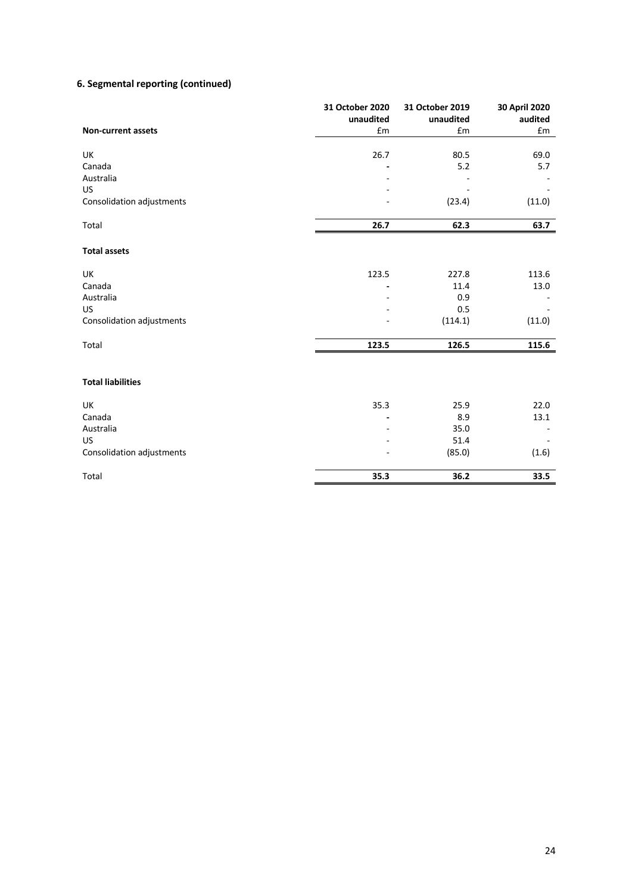## 6. Segmental reporting (continued)

| Non-current assets | 31 October 2020 unaudited £m | 31 October 2019 unaudited £m | 30 April 2020 audited £m |
|---|---|---|---|
| UK | 26.7 | 80.5 | 69.0 |
| Canada | - | 5.2 | 5.7 |
| Australia | - | - | - |
| US | - | - | - |
| Consolidation adjustments | - | (23.4) | (11.0) |
| Total | **26.7** | **62.3** | **63.7** |
| **Total assets** | | | |
| UK | 123.5 | 227.8 | 113.6 |
| Canada | - | 11.4 | 13.0 |
| Australia | - | 0.9 | - |
| US | - | 0.5 | - |
| Consolidation adjustments | - | (114.1) | (11.0) |
| Total | **123.5** | **126.5** | **115.6** |
| **Total liabilities** | | | |
| UK | 35.3 | 25.9 | 22.0 |
| Canada | - | 8.9 | 13.1 |
| Australia | - | 35.0 | - |
| US | - | 51.4 | - |
| Consolidation adjustments | - | (85.0) | (1.6) |
| Total | **35.3** | **36.2** | **33.5** |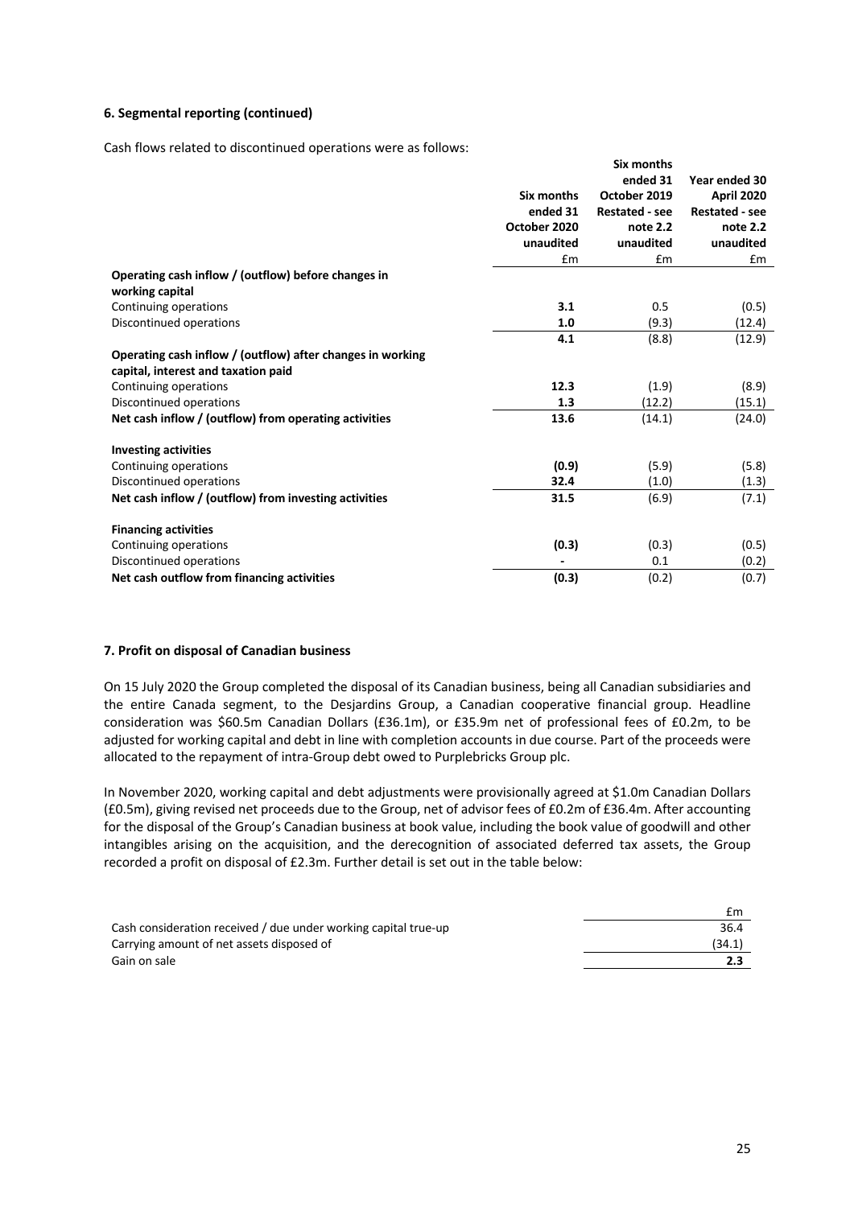### 6. Segmental reporting (continued)

Cash flows related to discontinued operations were as follows:

| | Six months ended 31 October 2020 unaudited | Six months ended 31 October 2019 Restated - see note 2.2 unaudited | Year ended 30 April 2020 Restated - see note 2.2 unaudited |
|---|---|---|---|
| | £m | £m | £m |
| **Operating cash inflow / (outflow) before changes in working capital** | | | |
| Continuing operations | **3.1** | 0.5 | (0.5) |
| Discontinued operations | **1.0** | (9.3) | (12.4) |
| | **4.1** | (8.8) | (12.9) |
| **Operating cash inflow / (outflow) after changes in working capital, interest and taxation paid** | | | |
| Continuing operations | **12.3** | (1.9) | (8.9) |
| Discontinued operations | **1.3** | (12.2) | (15.1) |
| **Net cash inflow / (outflow) from operating activities** | **13.6** | (14.1) | (24.0) |
| **Investing activities** | | | |
| Continuing operations | **(0.9)** | (5.9) | (5.8) |
| Discontinued operations | **32.4** | (1.0) | (1.3) |
| **Net cash inflow / (outflow) from investing activities** | **31.5** | (6.9) | (7.1) |
| **Financing activities** | | | |
| Continuing operations | **(0.3)** | (0.3) | (0.5) |
| Discontinued operations | **-** | 0.1 | (0.2) |
| **Net cash outflow from financing activities** | **(0.3)** | (0.2) | (0.7) |

### 7. Profit on disposal of Canadian business

On 15 July 2020 the Group completed the disposal of its Canadian business, being all Canadian subsidiaries and the entire Canada segment, to the Desjardins Group, a Canadian cooperative financial group. Headline consideration was $60.5m Canadian Dollars (£36.1m), or £35.9m net of professional fees of £0.2m, to be adjusted for working capital and debt in line with completion accounts in due course. Part of the proceeds were allocated to the repayment of intra-Group debt owed to Purplebricks Group plc.

In November 2020, working capital and debt adjustments were provisionally agreed at $1.0m Canadian Dollars (£0.5m), giving revised net proceeds due to the Group, net of advisor fees of £0.2m of £36.4m. After accounting for the disposal of the Group's Canadian business at book value, including the book value of goodwill and other intangibles arising on the acquisition, and the derecognition of associated deferred tax assets, the Group recorded a profit on disposal of £2.3m. Further detail is set out in the table below:

| | £m |
|---|---|
| Cash consideration received / due under working capital true-up | 36.4 |
| Carrying amount of net assets disposed of | (34.1) |
| Gain on sale | **2.3** |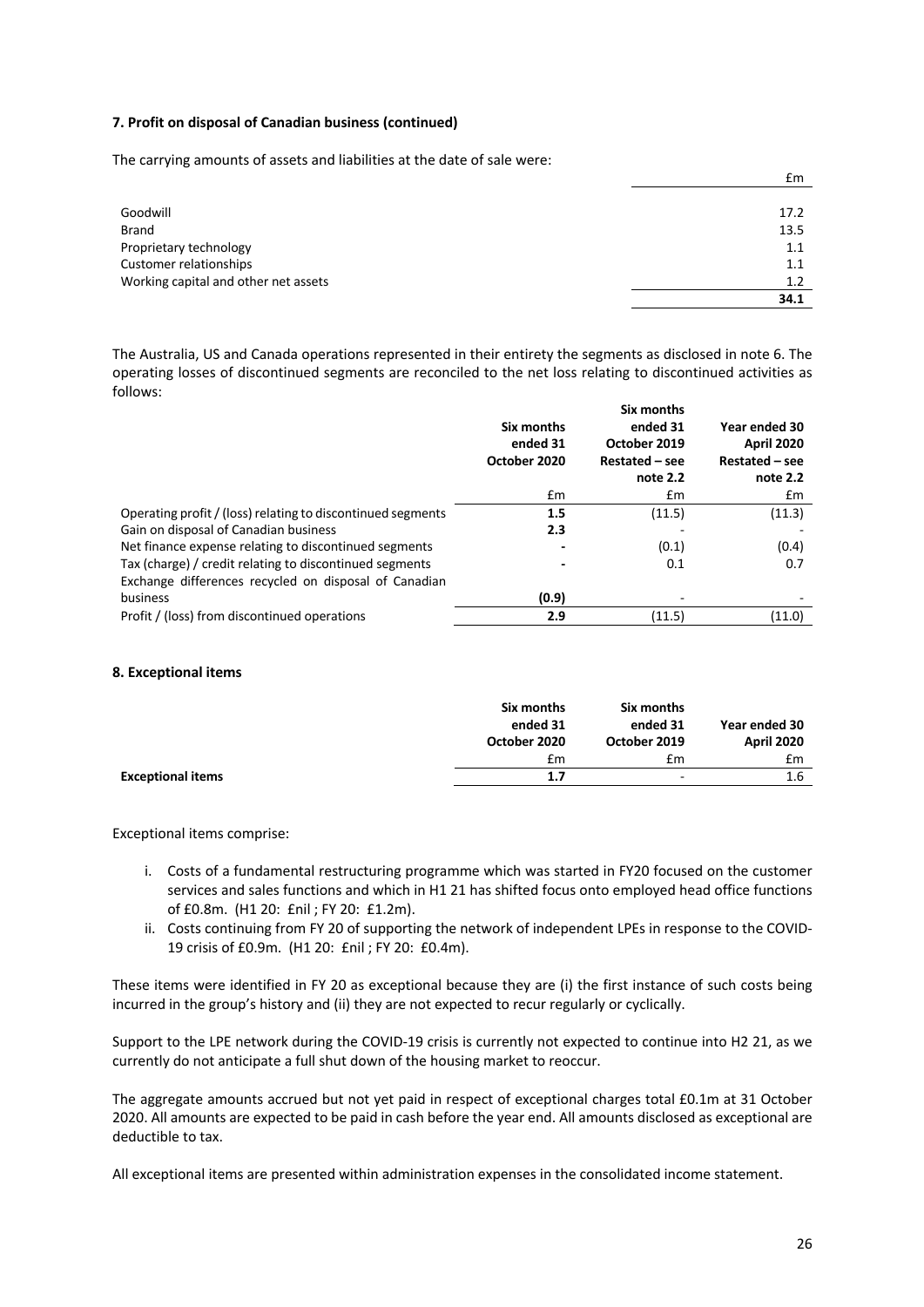**7. Profit on disposal of Canadian business (continued)**

The carrying amounts of assets and liabilities at the date of sale were:

| | £m |
|---|---|
| Goodwill | 17.2 |
| Brand | 13.5 |
| Proprietary technology | 1.1 |
| Customer relationships | 1.1 |
| Working capital and other net assets | 1.2 |
| | **34.1** |

The Australia, US and Canada operations represented in their entirety the segments as disclosed in note 6. The operating losses of discontinued segments are reconciled to the net loss relating to discontinued activities as follows:

| | Six months ended 31 October 2020 | Six months ended 31 October 2019 Restated – see note 2.2 | Year ended 30 April 2020 Restated – see note 2.2 |
|---|---|---|---|
| | £m | £m | £m |
| Operating profit / (loss) relating to discontinued segments | **1.5** | (11.5) | (11.3) |
| Gain on disposal of Canadian business | **2.3** | - | - |
| Net finance expense relating to discontinued segments | **-** | (0.1) | (0.4) |
| Tax (charge) / credit relating to discontinued segments | **-** | 0.1 | 0.7 |
| Exchange differences recycled on disposal of Canadian business | **(0.9)** | - | - |
| Profit / (loss) from discontinued operations | **2.9** | (11.5) | (11.0) |

**8. Exceptional items**

| | Six months ended 31 October 2020 | Six months ended 31 October 2019 | Year ended 30 April 2020 |
|---|---|---|---|
| | £m | £m | £m |
| **Exceptional items** | **1.7** | - | 1.6 |

Exceptional items comprise:

i. Costs of a fundamental restructuring programme which was started in FY20 focused on the customer services and sales functions and which in H1 21 has shifted focus onto employed head office functions of £0.8m. (H1 20: £nil ; FY 20: £1.2m).

ii. Costs continuing from FY 20 of supporting the network of independent LPEs in response to the COVID-19 crisis of £0.9m. (H1 20: £nil ; FY 20: £0.4m).

These items were identified in FY 20 as exceptional because they are (i) the first instance of such costs being incurred in the group's history and (ii) they are not expected to recur regularly or cyclically.

Support to the LPE network during the COVID-19 crisis is currently not expected to continue into H2 21, as we currently do not anticipate a full shut down of the housing market to reoccur.

The aggregate amounts accrued but not yet paid in respect of exceptional charges total £0.1m at 31 October 2020. All amounts are expected to be paid in cash before the year end. All amounts disclosed as exceptional are deductible to tax.

All exceptional items are presented within administration expenses in the consolidated income statement.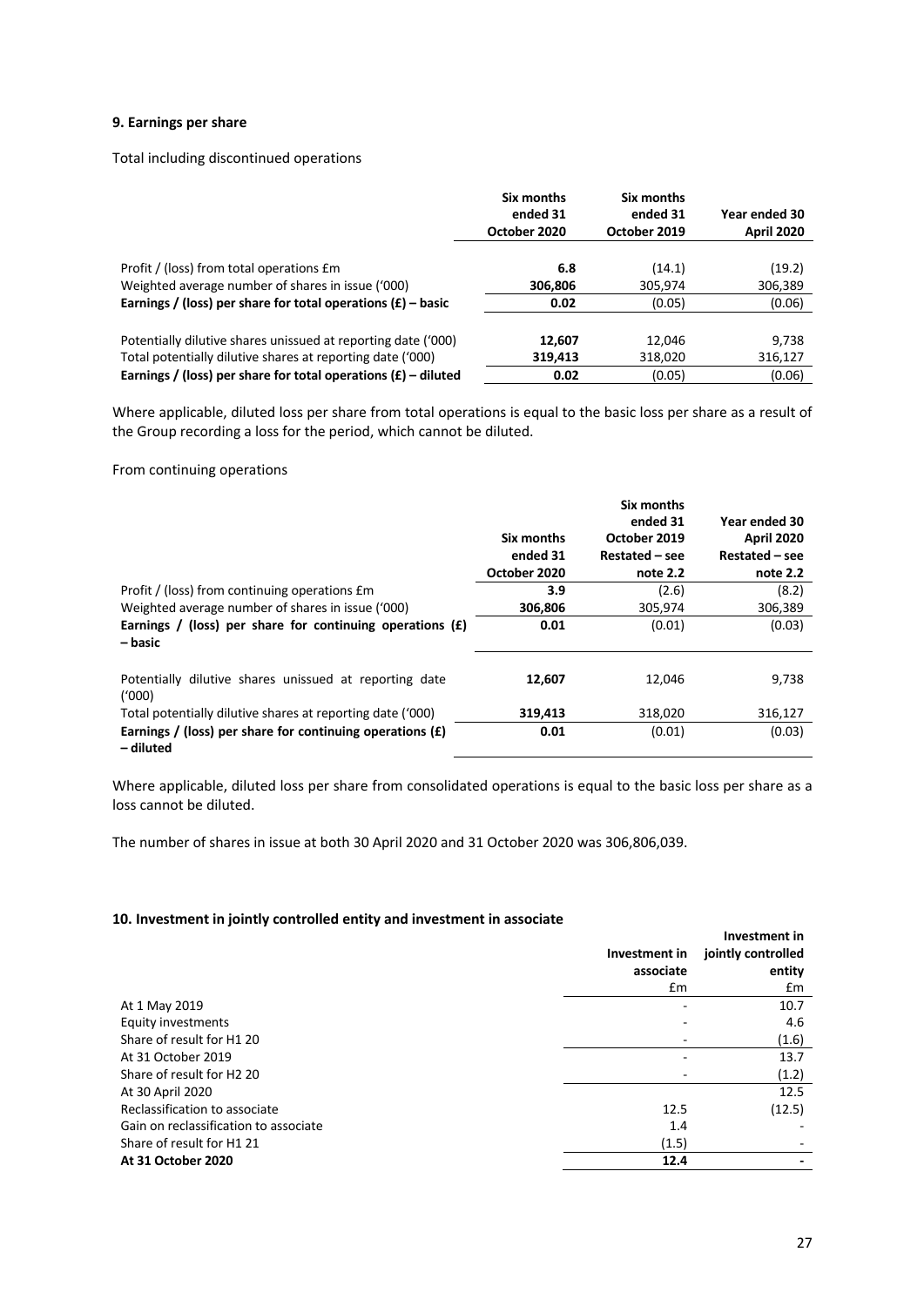### 9. Earnings per share

Total including discontinued operations

| | Six months ended 31 October 2020 | Six months ended 31 October 2019 | Year ended 30 April 2020 |
|---|---|---|---|
| Profit / (loss) from total operations £m | **6.8** | (14.1) | (19.2) |
| Weighted average number of shares in issue ('000) | **306,806** | 305,974 | 306,389 |
| **Earnings / (loss) per share for total operations (£) – basic** | **0.02** | (0.05) | (0.06) |
| Potentially dilutive shares unissued at reporting date ('000) | **12,607** | 12,046 | 9,738 |
| Total potentially dilutive shares at reporting date ('000) | **319,413** | 318,020 | 316,127 |
| **Earnings / (loss) per share for total operations (£) – diluted** | **0.02** | (0.05) | (0.06) |

Where applicable, diluted loss per share from total operations is equal to the basic loss per share as a result of the Group recording a loss for the period, which cannot be diluted.

From continuing operations

| | Six months ended 31 October 2020 | Six months ended 31 October 2019 Restated – see note 2.2 | Year ended 30 April 2020 Restated – see note 2.2 |
|---|---|---|---|
| Profit / (loss) from continuing operations £m | **3.9** | (2.6) | (8.2) |
| Weighted average number of shares in issue ('000) | **306,806** | 305,974 | 306,389 |
| **Earnings / (loss) per share for continuing operations (£) – basic** | **0.01** | (0.01) | (0.03) |
| Potentially dilutive shares unissued at reporting date ('000) | **12,607** | 12,046 | 9,738 |
| Total potentially dilutive shares at reporting date ('000) | **319,413** | 318,020 | 316,127 |
| **Earnings / (loss) per share for continuing operations (£) – diluted** | **0.01** | (0.01) | (0.03) |

Where applicable, diluted loss per share from consolidated operations is equal to the basic loss per share as a loss cannot be diluted.

The number of shares in issue at both 30 April 2020 and 31 October 2020 was 306,806,039.

### 10. Investment in jointly controlled entity and investment in associate

| | Investment in associate £m | Investment in jointly controlled entity £m |
|---|---|---|
| At 1 May 2019 | - | 10.7 |
| Equity investments | - | 4.6 |
| Share of result for H1 20 | - | (1.6) |
| At 31 October 2019 | - | 13.7 |
| Share of result for H2 20 | - | (1.2) |
| At 30 April 2020 | | 12.5 |
| Reclassification to associate | 12.5 | (12.5) |
| Gain on reclassification to associate | 1.4 | - |
| Share of result for H1 21 | (1.5) | - |
| **At 31 October 2020** | **12.4** | **-** |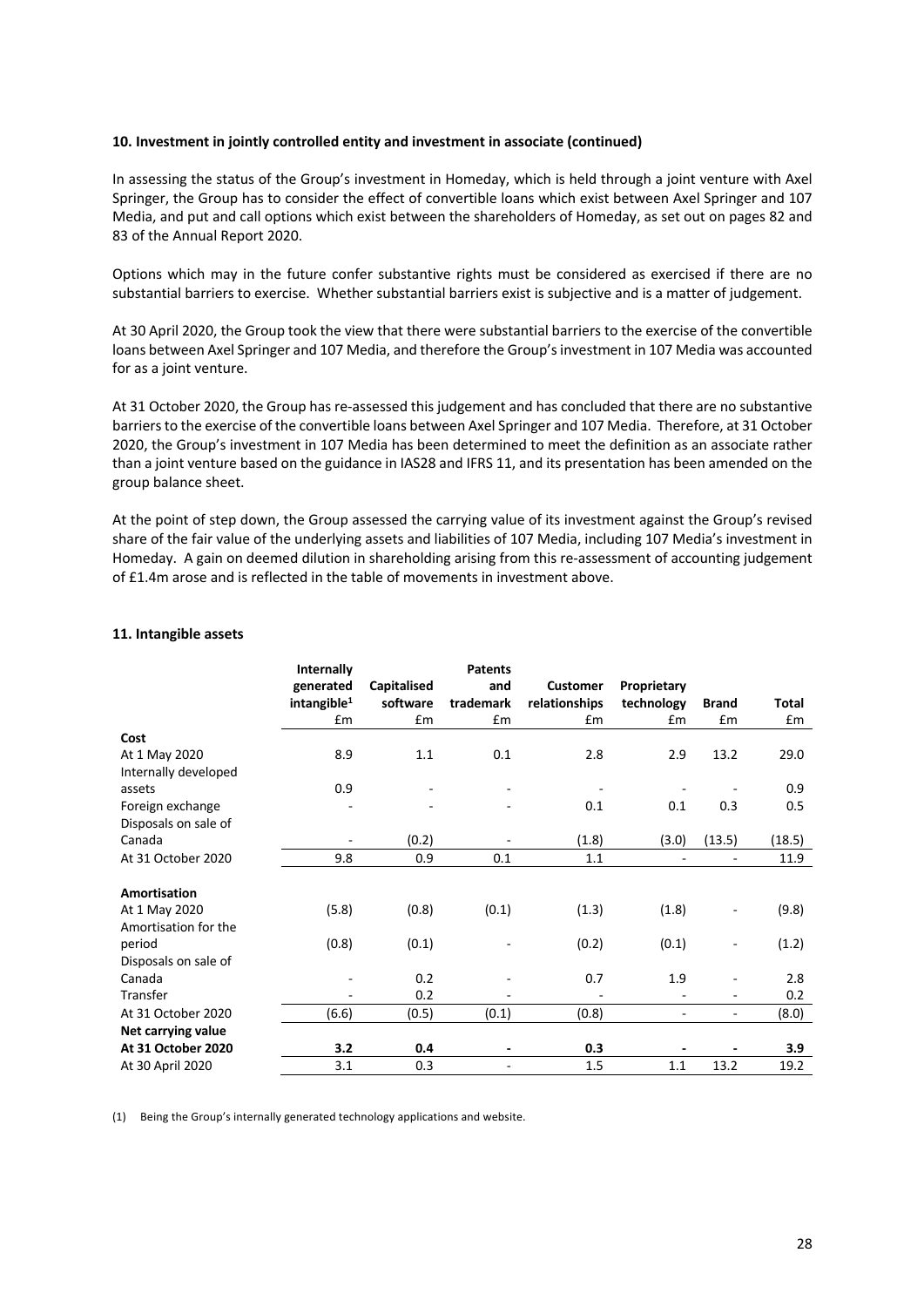### 10. Investment in jointly controlled entity and investment in associate (continued)

In assessing the status of the Group's investment in Homeday, which is held through a joint venture with Axel Springer, the Group has to consider the effect of convertible loans which exist between Axel Springer and 107 Media, and put and call options which exist between the shareholders of Homeday, as set out on pages 82 and 83 of the Annual Report 2020.

Options which may in the future confer substantive rights must be considered as exercised if there are no substantial barriers to exercise. Whether substantial barriers exist is subjective and is a matter of judgement.

At 30 April 2020, the Group took the view that there were substantial barriers to the exercise of the convertible loans between Axel Springer and 107 Media, and therefore the Group's investment in 107 Media was accounted for as a joint venture.

At 31 October 2020, the Group has re-assessed this judgement and has concluded that there are no substantive barriers to the exercise of the convertible loans between Axel Springer and 107 Media. Therefore, at 31 October 2020, the Group's investment in 107 Media has been determined to meet the definition as an associate rather than a joint venture based on the guidance in IAS28 and IFRS 11, and its presentation has been amended on the group balance sheet.

At the point of step down, the Group assessed the carrying value of its investment against the Group's revised share of the fair value of the underlying assets and liabilities of 107 Media, including 107 Media's investment in Homeday. A gain on deemed dilution in shareholding arising from this re-assessment of accounting judgement of £1.4m arose and is reflected in the table of movements in investment above.

### 11. Intangible assets

| | Internally generated intangible[1] £m | Capitalised software £m | Patents and trademark £m | Customer relationships £m | Proprietary technology £m | Brand £m | Total £m |
|---|---|---|---|---|---|---|---|
| **Cost** | | | | | | | |
| At 1 May 2020 | 8.9 | 1.1 | 0.1 | 2.8 | 2.9 | 13.2 | 29.0 |
| Internally developed assets | 0.9 | - | - | - | - | - | 0.9 |
| Foreign exchange | - | - | - | 0.1 | 0.1 | 0.3 | 0.5 |
| Disposals on sale of Canada | - | (0.2) | - | (1.8) | (3.0) | (13.5) | (18.5) |
| At 31 October 2020 | 9.8 | 0.9 | 0.1 | 1.1 | - | - | 11.9 |
| **Amortisation** | | | | | | | |
| At 1 May 2020 | (5.8) | (0.8) | (0.1) | (1.3) | (1.8) | - | (9.8) |
| Amortisation for the period | (0.8) | (0.1) | - | (0.2) | (0.1) | - | (1.2) |
| Disposals on sale of Canada | - | 0.2 | - | 0.7 | 1.9 | - | 2.8 |
| Transfer | - | 0.2 | - | - | - | - | 0.2 |
| At 31 October 2020 | (6.6) | (0.5) | (0.1) | (0.8) | - | - | (8.0) |
| **Net carrying value** | | | | | | | |
| **At 31 October 2020** | **3.2** | **0.4** | **-** | **0.3** | **-** | **-** | **3.9** |
| At 30 April 2020 | 3.1 | 0.3 | - | 1.5 | 1.1 | 13.2 | 19.2 |

(1) Being the Group's internally generated technology applications and website.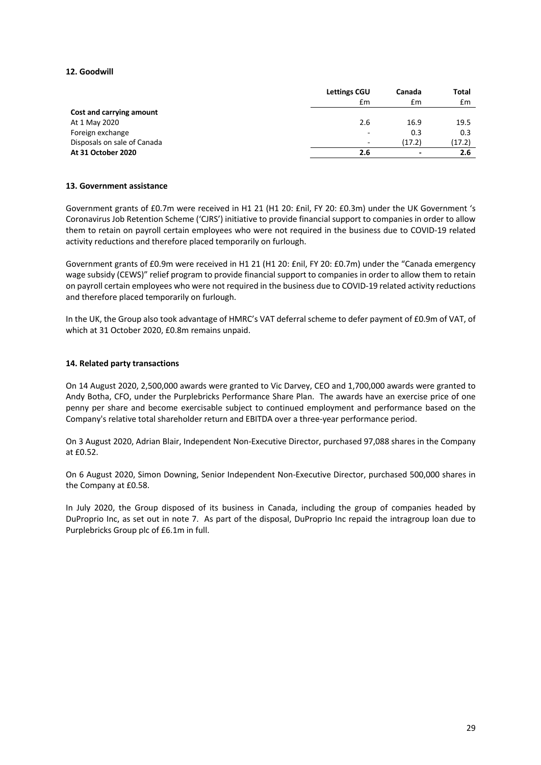## 12. Goodwill

| | Lettings CGU | Canada | Total |
|---|---|---|---|
| | £m | £m | £m |
| **Cost and carrying amount** | | | |
| At 1 May 2020 | 2.6 | 16.9 | 19.5 |
| Foreign exchange | - | 0.3 | 0.3 |
| Disposals on sale of Canada | - | (17.2) | (17.2) |
| **At 31 October 2020** | **2.6** | **-** | **2.6** |

## 13. Government assistance

Government grants of £0.7m were received in H1 21 (H1 20: £nil, FY 20: £0.3m) under the UK Government 's Coronavirus Job Retention Scheme ('CJRS') initiative to provide financial support to companies in order to allow them to retain on payroll certain employees who were not required in the business due to COVID-19 related activity reductions and therefore placed temporarily on furlough.

Government grants of £0.9m were received in H1 21 (H1 20: £nil, FY 20: £0.7m) under the "Canada emergency wage subsidy (CEWS)" relief program to provide financial support to companies in order to allow them to retain on payroll certain employees who were not required in the business due to COVID-19 related activity reductions and therefore placed temporarily on furlough.

In the UK, the Group also took advantage of HMRC's VAT deferral scheme to defer payment of £0.9m of VAT, of which at 31 October 2020, £0.8m remains unpaid.

## 14. Related party transactions

On 14 August 2020, 2,500,000 awards were granted to Vic Darvey, CEO and 1,700,000 awards were granted to Andy Botha, CFO, under the Purplebricks Performance Share Plan. The awards have an exercise price of one penny per share and become exercisable subject to continued employment and performance based on the Company's relative total shareholder return and EBITDA over a three-year performance period.

On 3 August 2020, Adrian Blair, Independent Non-Executive Director, purchased 97,088 shares in the Company at £0.52.

On 6 August 2020, Simon Downing, Senior Independent Non-Executive Director, purchased 500,000 shares in the Company at £0.58.

In July 2020, the Group disposed of its business in Canada, including the group of companies headed by DuProprio Inc, as set out in note 7. As part of the disposal, DuProprio Inc repaid the intragroup loan due to Purplebricks Group plc of £6.1m in full.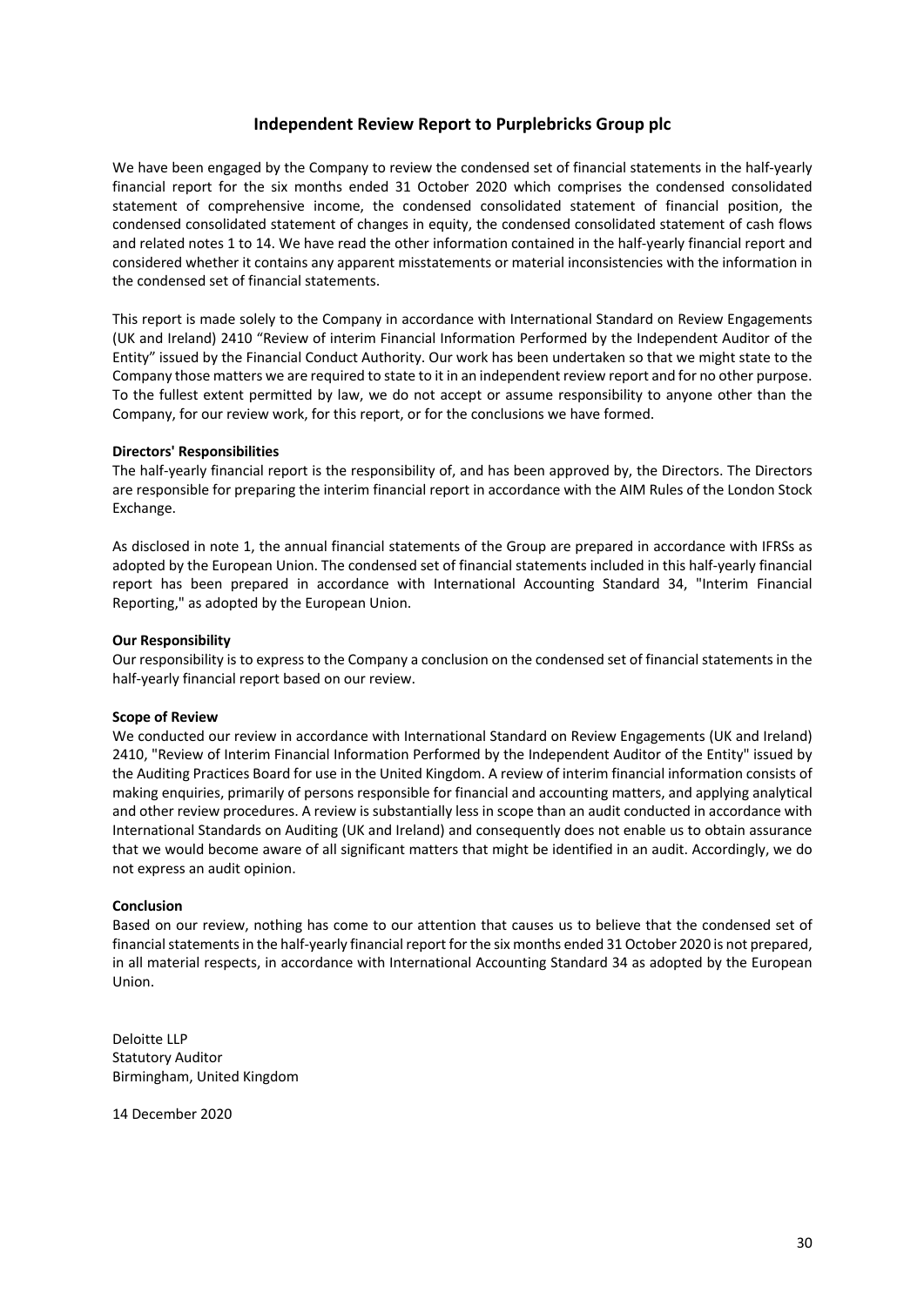## Independent Review Report to Purplebricks Group plc

We have been engaged by the Company to review the condensed set of financial statements in the half-yearly financial report for the six months ended 31 October 2020 which comprises the condensed consolidated statement of comprehensive income, the condensed consolidated statement of financial position, the condensed consolidated statement of changes in equity, the condensed consolidated statement of cash flows and related notes 1 to 14. We have read the other information contained in the half-yearly financial report and considered whether it contains any apparent misstatements or material inconsistencies with the information in the condensed set of financial statements.

This report is made solely to the Company in accordance with International Standard on Review Engagements (UK and Ireland) 2410 "Review of interim Financial Information Performed by the Independent Auditor of the Entity" issued by the Financial Conduct Authority. Our work has been undertaken so that we might state to the Company those matters we are required to state to it in an independent review report and for no other purpose. To the fullest extent permitted by law, we do not accept or assume responsibility to anyone other than the Company, for our review work, for this report, or for the conclusions we have formed.

**Directors' Responsibilities**

The half-yearly financial report is the responsibility of, and has been approved by, the Directors. The Directors are responsible for preparing the interim financial report in accordance with the AIM Rules of the London Stock Exchange.

As disclosed in note 1, the annual financial statements of the Group are prepared in accordance with IFRSs as adopted by the European Union. The condensed set of financial statements included in this half-yearly financial report has been prepared in accordance with International Accounting Standard 34, "Interim Financial Reporting," as adopted by the European Union.

**Our Responsibility**

Our responsibility is to express to the Company a conclusion on the condensed set of financial statements in the half-yearly financial report based on our review.

**Scope of Review**

We conducted our review in accordance with International Standard on Review Engagements (UK and Ireland) 2410, "Review of Interim Financial Information Performed by the Independent Auditor of the Entity" issued by the Auditing Practices Board for use in the United Kingdom. A review of interim financial information consists of making enquiries, primarily of persons responsible for financial and accounting matters, and applying analytical and other review procedures. A review is substantially less in scope than an audit conducted in accordance with International Standards on Auditing (UK and Ireland) and consequently does not enable us to obtain assurance that we would become aware of all significant matters that might be identified in an audit. Accordingly, we do not express an audit opinion.

**Conclusion**

Based on our review, nothing has come to our attention that causes us to believe that the condensed set of financial statements in the half-yearly financial report for the six months ended 31 October 2020 is not prepared, in all material respects, in accordance with International Accounting Standard 34 as adopted by the European Union.

Deloitte LLP
Statutory Auditor
Birmingham, United Kingdom

14 December 2020